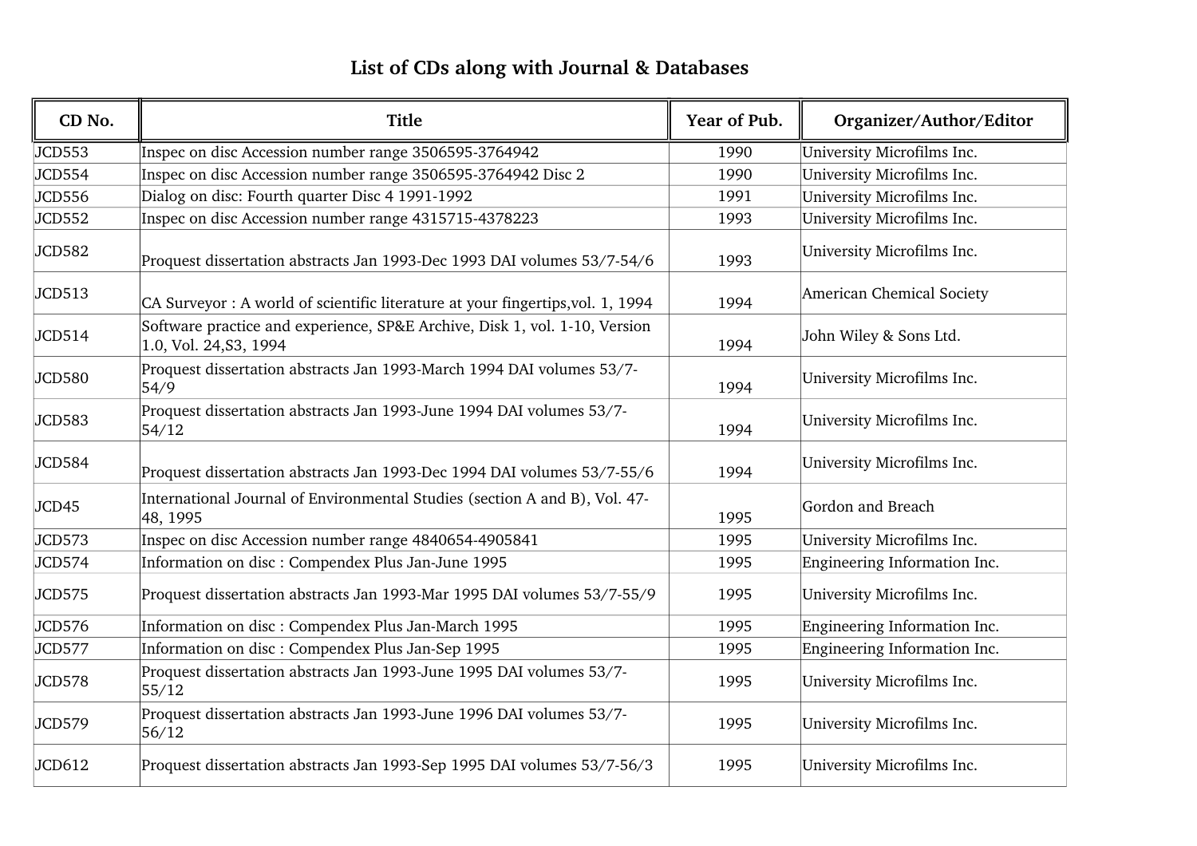# List of CDs along with Journal & Databases

| CD No. | Title | Year of Pub. | Organizer/Author/Editor |
|---|---|---|---|
| JCD553 | Inspec on disc Accession number range 3506595-3764942 | 1990 | University Microfilms Inc. |
| JCD554 | Inspec on disc Accession number range 3506595-3764942 Disc 2 | 1990 | University Microfilms Inc. |
| JCD556 | Dialog on disc: Fourth quarter Disc 4 1991-1992 | 1991 | University Microfilms Inc. |
| JCD552 | Inspec on disc Accession number range 4315715-4378223 | 1993 | University Microfilms Inc. |
| JCD582 | Proquest dissertation abstracts Jan 1993-Dec 1993 DAI volumes 53/7-54/6 | 1993 | University Microfilms Inc. |
| JCD513 | CA Surveyor : A world of scientific literature at your fingertips,vol. 1, 1994 | 1994 | American Chemical Society |
| JCD514 | Software practice and experience, SP&E Archive, Disk 1, vol. 1-10, Version 1.0, Vol. 24,S3, 1994 | 1994 | John Wiley & Sons Ltd. |
| JCD580 | Proquest dissertation abstracts Jan 1993-March 1994 DAI volumes 53/7-54/9 | 1994 | University Microfilms Inc. |
| JCD583 | Proquest dissertation abstracts Jan 1993-June 1994 DAI volumes 53/7-54/12 | 1994 | University Microfilms Inc. |
| JCD584 | Proquest dissertation abstracts Jan 1993-Dec 1994 DAI volumes 53/7-55/6 | 1994 | University Microfilms Inc. |
| JCD45 | International Journal of Environmental Studies (section A and B), Vol. 47-48, 1995 | 1995 | Gordon and Breach |
| JCD573 | Inspec on disc Accession number range 4840654-4905841 | 1995 | University Microfilms Inc. |
| JCD574 | Information on disc : Compendex Plus Jan-June 1995 | 1995 | Engineering Information Inc. |
| JCD575 | Proquest dissertation abstracts Jan 1993-Mar 1995 DAI volumes 53/7-55/9 | 1995 | University Microfilms Inc. |
| JCD576 | Information on disc : Compendex Plus Jan-March 1995 | 1995 | Engineering Information Inc. |
| JCD577 | Information on disc : Compendex Plus Jan-Sep 1995 | 1995 | Engineering Information Inc. |
| JCD578 | Proquest dissertation abstracts Jan 1993-June 1995 DAI volumes 53/7-55/12 | 1995 | University Microfilms Inc. |
| JCD579 | Proquest dissertation abstracts Jan 1993-June 1996 DAI volumes 53/7-56/12 | 1995 | University Microfilms Inc. |
| JCD612 | Proquest dissertation abstracts Jan 1993-Sep 1995 DAI volumes 53/7-56/3 | 1995 | University Microfilms Inc. |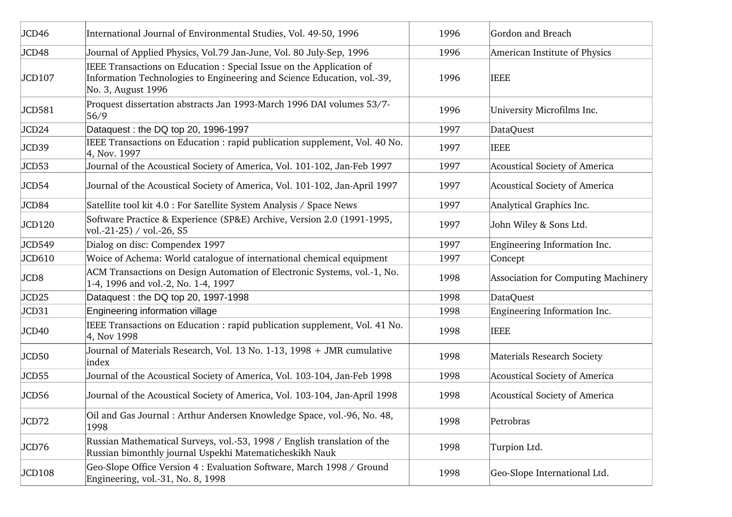| | | | |
|---|---|---|---|
| JCD46 | International Journal of Environmental Studies, Vol. 49-50, 1996 | 1996 | Gordon and Breach |
| JCD48 | Journal of Applied Physics, Vol.79 Jan-June, Vol. 80 July-Sep, 1996 | 1996 | American Institute of Physics |
| JCD107 | IEEE Transactions on Education : Special Issue on the Application of Information Technologies to Engineering and Science Education, vol.-39, No. 3, August 1996 | 1996 | IEEE |
| JCD581 | Proquest dissertation abstracts Jan 1993-March 1996 DAI volumes 53/7-56/9 | 1996 | University Microfilms Inc. |
| JCD24 | Dataquest : the DQ top 20, 1996-1997 | 1997 | DataQuest |
| JCD39 | IEEE Transactions on Education : rapid publication supplement, Vol. 40 No. 4, Nov. 1997 | 1997 | IEEE |
| JCD53 | Journal of the Acoustical Society of America, Vol. 101-102, Jan-Feb 1997 | 1997 | Acoustical Society of America |
| JCD54 | Journal of the Acoustical Society of America, Vol. 101-102, Jan-April 1997 | 1997 | Acoustical Society of America |
| JCD84 | Satellite tool kit 4.0 : For Satellite System Analysis / Space News | 1997 | Analytical Graphics Inc. |
| JCD120 | Software Practice & Experience (SP&E) Archive, Version 2.0 (1991-1995, vol.-21-25) / vol.-26, S5 | 1997 | John Wiley & Sons Ltd. |
| JCD549 | Dialog on disc: Compendex 1997 | 1997 | Engineering Information Inc. |
| JCD610 | Woice of Achema: World catalogue of international chemical equipment | 1997 | Concept |
| JCD8 | ACM Transactions on Design Automation of Electronic Systems, vol.-1, No. 1-4, 1996 and vol.-2, No. 1-4, 1997 | 1998 | Association for Computing Machinery |
| JCD25 | Dataquest : the DQ top 20, 1997-1998 | 1998 | DataQuest |
| JCD31 | Engineering information village | 1998 | Engineering Information Inc. |
| JCD40 | IEEE Transactions on Education : rapid publication supplement, Vol. 41 No. 4, Nov 1998 | 1998 | IEEE |
| JCD50 | Journal of Materials Research, Vol. 13 No. 1-13, 1998 + JMR cumulative index | 1998 | Materials Research Society |
| JCD55 | Journal of the Acoustical Society of America, Vol. 103-104, Jan-Feb 1998 | 1998 | Acoustical Society of America |
| JCD56 | Journal of the Acoustical Society of America, Vol. 103-104, Jan-April 1998 | 1998 | Acoustical Society of America |
| JCD72 | Oil and Gas Journal : Arthur Andersen Knowledge Space, vol.-96, No. 48, 1998 | 1998 | Petrobras |
| JCD76 | Russian Mathematical Surveys, vol.-53, 1998 / English translation of the Russian bimonthly journal Uspekhi Matematicheskikh Nauk | 1998 | Turpion Ltd. |
| JCD108 | Geo-Slope Office Version 4 : Evaluation Software, March 1998 / Ground Engineering, vol.-31, No. 8, 1998 | 1998 | Geo-Slope International Ltd. |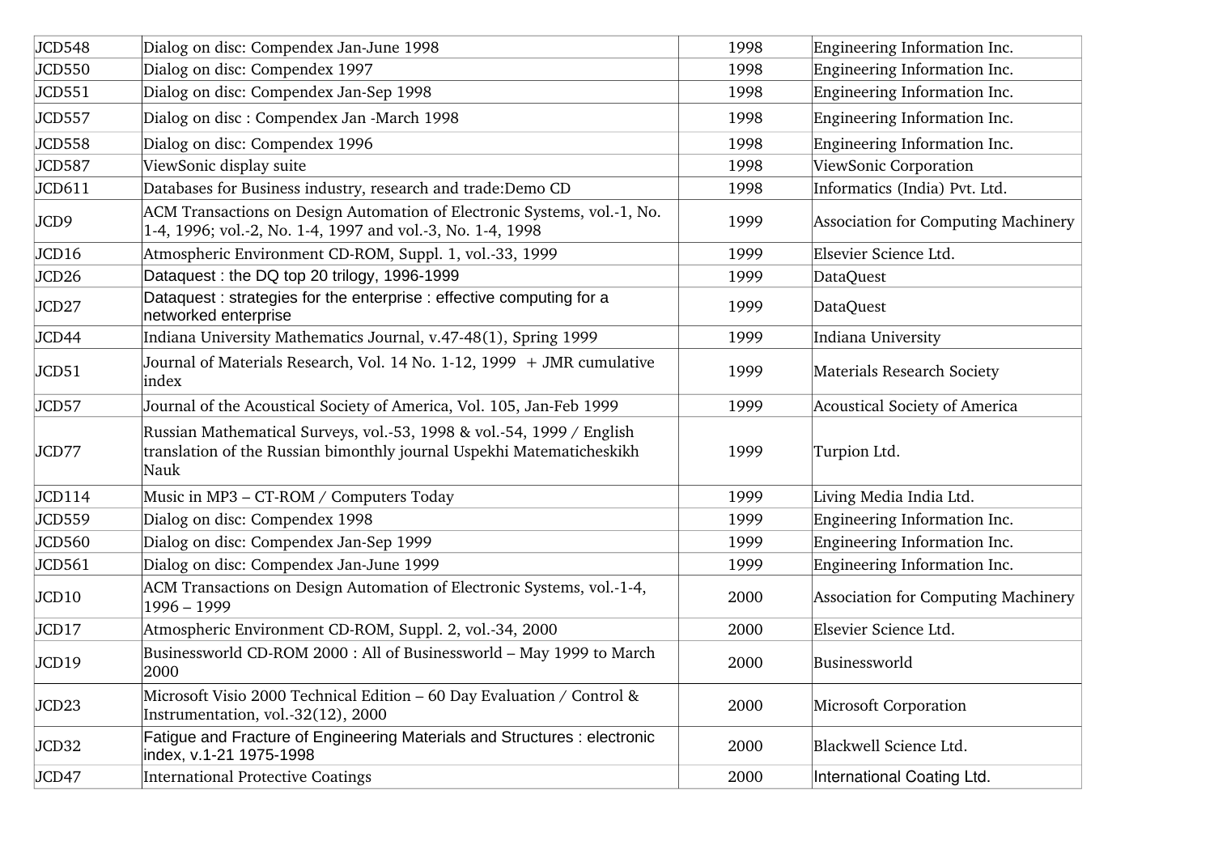| | | | |
|---|---|---|---|
| JCD548 | Dialog on disc: Compendex Jan-June 1998 | 1998 | Engineering Information Inc. |
| JCD550 | Dialog on disc: Compendex 1997 | 1998 | Engineering Information Inc. |
| JCD551 | Dialog on disc: Compendex Jan-Sep 1998 | 1998 | Engineering Information Inc. |
| JCD557 | Dialog on disc : Compendex Jan -March 1998 | 1998 | Engineering Information Inc. |
| JCD558 | Dialog on disc: Compendex 1996 | 1998 | Engineering Information Inc. |
| JCD587 | ViewSonic display suite | 1998 | ViewSonic Corporation |
| JCD611 | Databases for Business industry, research and trade:Demo CD | 1998 | Informatics (India) Pvt. Ltd. |
| JCD9 | ACM Transactions on Design Automation of Electronic Systems, vol.-1, No. 1-4, 1996; vol.-2, No. 1-4, 1997 and vol.-3, No. 1-4, 1998 | 1999 | Association for Computing Machinery |
| JCD16 | Atmospheric Environment CD-ROM, Suppl. 1, vol.-33, 1999 | 1999 | Elsevier Science Ltd. |
| JCD26 | Dataquest : the DQ top 20 trilogy, 1996-1999 | 1999 | DataQuest |
| JCD27 | Dataquest : strategies for the enterprise : effective computing for a networked enterprise | 1999 | DataQuest |
| JCD44 | Indiana University Mathematics Journal, v.47-48(1), Spring 1999 | 1999 | Indiana University |
| JCD51 | Journal of Materials Research, Vol. 14 No. 1-12, 1999 + JMR cumulative index | 1999 | Materials Research Society |
| JCD57 | Journal of the Acoustical Society of America, Vol. 105, Jan-Feb 1999 | 1999 | Acoustical Society of America |
| JCD77 | Russian Mathematical Surveys, vol.-53, 1998 & vol.-54, 1999 / English translation of the Russian bimonthly journal Uspekhi Matematicheskikh Nauk | 1999 | Turpion Ltd. |
| JCD114 | Music in MP3 – CT-ROM / Computers Today | 1999 | Living Media India Ltd. |
| JCD559 | Dialog on disc: Compendex 1998 | 1999 | Engineering Information Inc. |
| JCD560 | Dialog on disc: Compendex Jan-Sep 1999 | 1999 | Engineering Information Inc. |
| JCD561 | Dialog on disc: Compendex Jan-June 1999 | 1999 | Engineering Information Inc. |
| JCD10 | ACM Transactions on Design Automation of Electronic Systems, vol.-1-4, 1996 – 1999 | 2000 | Association for Computing Machinery |
| JCD17 | Atmospheric Environment CD-ROM, Suppl. 2, vol.-34, 2000 | 2000 | Elsevier Science Ltd. |
| JCD19 | Businessworld CD-ROM 2000 : All of Businessworld – May 1999 to March 2000 | 2000 | Businessworld |
| JCD23 | Microsoft Visio 2000 Technical Edition – 60 Day Evaluation / Control & Instrumentation, vol.-32(12), 2000 | 2000 | Microsoft Corporation |
| JCD32 | Fatigue and Fracture of Engineering Materials and Structures : electronic index, v.1-21 1975-1998 | 2000 | Blackwell Science Ltd. |
| JCD47 | International Protective Coatings | 2000 | International Coating Ltd. |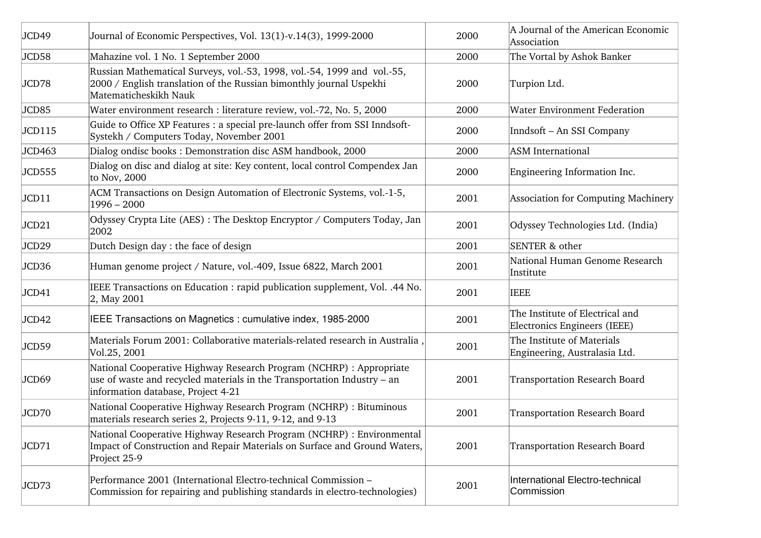| JCD49 | Journal of Economic Perspectives, Vol. 13(1)-v.14(3), 1999-2000 | 2000 | A Journal of the American Economic Association |
|---|---|---|---|
| JCD58 | Mahazine vol. 1 No. 1 September 2000 | 2000 | The Vortal by Ashok Banker |
| JCD78 | Russian Mathematical Surveys, vol.-53, 1998, vol.-54, 1999 and vol.-55, 2000 / English translation of the Russian bimonthly journal Uspekhi Matematicheskikh Nauk | 2000 | Turpion Ltd. |
| JCD85 | Water environment research : literature review, vol.-72, No. 5, 2000 | 2000 | Water Environment Federation |
| JCD115 | Guide to Office XP Features : a special pre-launch offer from SSI Inndsoft-Systekh / Computers Today, November 2001 | 2000 | Inndsoft – An SSI Company |
| JCD463 | Dialog ondisc books : Demonstration disc ASM handbook, 2000 | 2000 | ASM International |
| JCD555 | Dialog on disc and dialog at site: Key content, local control Compendex Jan to Nov, 2000 | 2000 | Engineering Information Inc. |
| JCD11 | ACM Transactions on Design Automation of Electronic Systems, vol.-1-5, 1996 – 2000 | 2001 | Association for Computing Machinery |
| JCD21 | Odyssey Crypta Lite (AES) : The Desktop Encryptor / Computers Today, Jan 2002 | 2001 | Odyssey Technologies Ltd. (India) |
| JCD29 | Dutch Design day : the face of design | 2001 | SENTER & other |
| JCD36 | Human genome project / Nature, vol.-409, Issue 6822, March 2001 | 2001 | National Human Genome Research Institute |
| JCD41 | IEEE Transactions on Education : rapid publication supplement, Vol. .44 No. 2, May 2001 | 2001 | IEEE |
| JCD42 | IEEE Transactions on Magnetics : cumulative index, 1985-2000 | 2001 | The Institute of Electrical and Electronics Engineers (IEEE) |
| JCD59 | Materials Forum 2001: Collaborative materials-related research in Australia , Vol.25, 2001 | 2001 | The Institute of Materials Engineering, Australasia Ltd. |
| JCD69 | National Cooperative Highway Research Program (NCHRP) : Appropriate use of waste and recycled materials in the Transportation Industry – an information database, Project 4-21 | 2001 | Transportation Research Board |
| JCD70 | National Cooperative Highway Research Program (NCHRP) : Bituminous materials research series 2, Projects 9-11, 9-12, and 9-13 | 2001 | Transportation Research Board |
| JCD71 | National Cooperative Highway Research Program (NCHRP) : Environmental Impact of Construction and Repair Materials on Surface and Ground Waters, Project 25-9 | 2001 | Transportation Research Board |
| JCD73 | Performance 2001 (International Electro-technical Commission – Commission for repairing and publishing standards in electro-technologies) | 2001 | International Electro-technical Commission |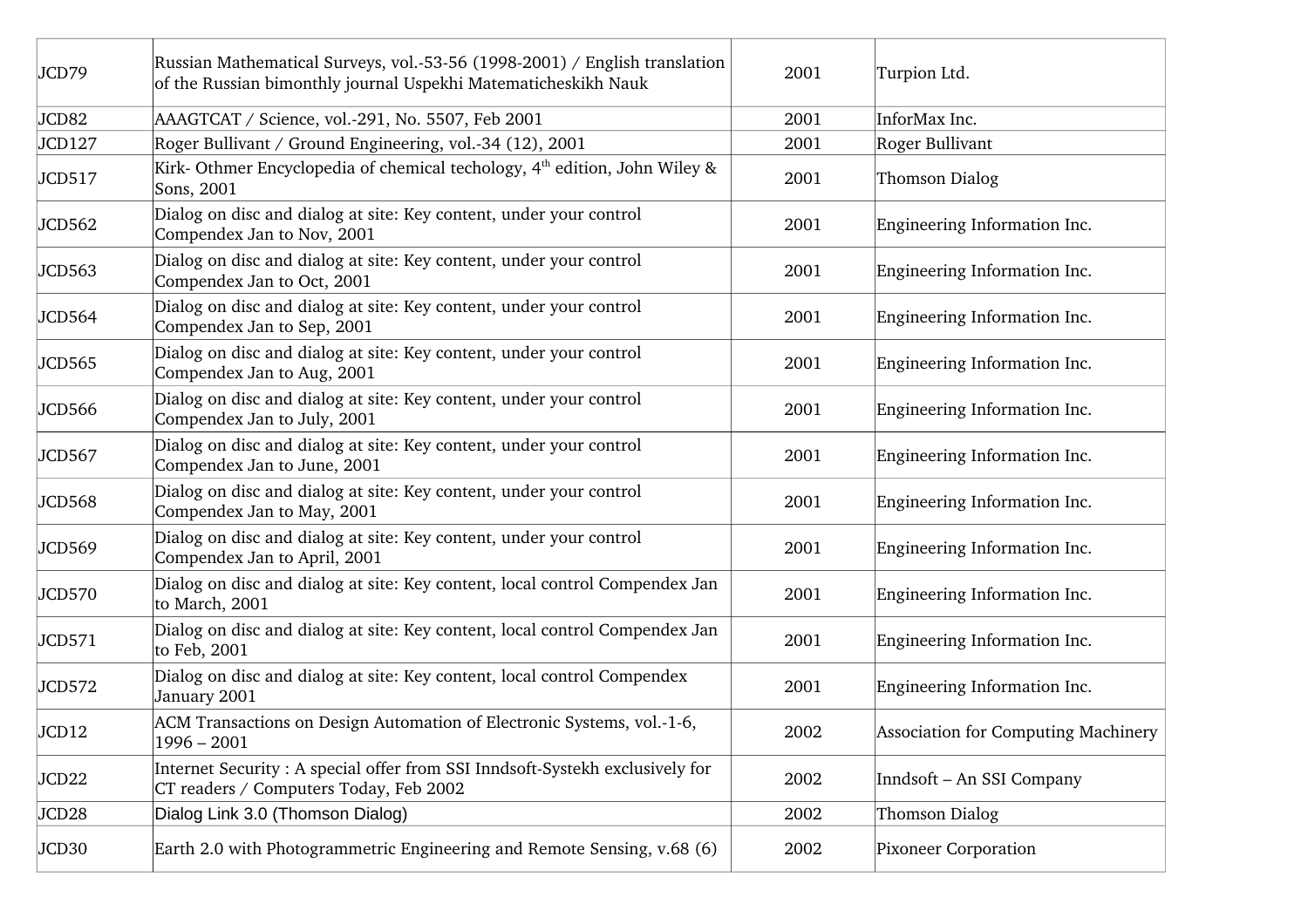| | | | |
|---|---|---|---|
| JCD79 | Russian Mathematical Surveys, vol.-53-56 (1998-2001) / English translation of the Russian bimonthly journal Uspekhi Matematicheskikh Nauk | 2001 | Turpion Ltd. |
| JCD82 | AAAGTCAT / Science, vol.-291, No. 5507, Feb 2001 | 2001 | InforMax Inc. |
| JCD127 | Roger Bullivant / Ground Engineering, vol.-34 (12), 2001 | 2001 | Roger Bullivant |
| JCD517 | Kirk- Othmer Encyclopedia of chemical techology, 4th edition, John Wiley & Sons, 2001 | 2001 | Thomson Dialog |
| JCD562 | Dialog on disc and dialog at site: Key content, under your control Compendex Jan to Nov, 2001 | 2001 | Engineering Information Inc. |
| JCD563 | Dialog on disc and dialog at site: Key content, under your control Compendex Jan to Oct, 2001 | 2001 | Engineering Information Inc. |
| JCD564 | Dialog on disc and dialog at site: Key content, under your control Compendex Jan to Sep, 2001 | 2001 | Engineering Information Inc. |
| JCD565 | Dialog on disc and dialog at site: Key content, under your control Compendex Jan to Aug, 2001 | 2001 | Engineering Information Inc. |
| JCD566 | Dialog on disc and dialog at site: Key content, under your control Compendex Jan to July, 2001 | 2001 | Engineering Information Inc. |
| JCD567 | Dialog on disc and dialog at site: Key content, under your control Compendex Jan to June, 2001 | 2001 | Engineering Information Inc. |
| JCD568 | Dialog on disc and dialog at site: Key content, under your control Compendex Jan to May, 2001 | 2001 | Engineering Information Inc. |
| JCD569 | Dialog on disc and dialog at site: Key content, under your control Compendex Jan to April, 2001 | 2001 | Engineering Information Inc. |
| JCD570 | Dialog on disc and dialog at site: Key content, local control Compendex Jan to March, 2001 | 2001 | Engineering Information Inc. |
| JCD571 | Dialog on disc and dialog at site: Key content, local control Compendex Jan to Feb, 2001 | 2001 | Engineering Information Inc. |
| JCD572 | Dialog on disc and dialog at site: Key content, local control Compendex January 2001 | 2001 | Engineering Information Inc. |
| JCD12 | ACM Transactions on Design Automation of Electronic Systems, vol.-1-6, 1996 – 2001 | 2002 | Association for Computing Machinery |
| JCD22 | Internet Security : A special offer from SSI Inndsoft-Systekh exclusively for CT readers / Computers Today, Feb 2002 | 2002 | Inndsoft – An SSI Company |
| JCD28 | Dialog Link 3.0 (Thomson Dialog) | 2002 | Thomson Dialog |
| JCD30 | Earth 2.0 with Photogrammetric Engineering and Remote Sensing, v.68 (6) | 2002 | Pixoneer Corporation |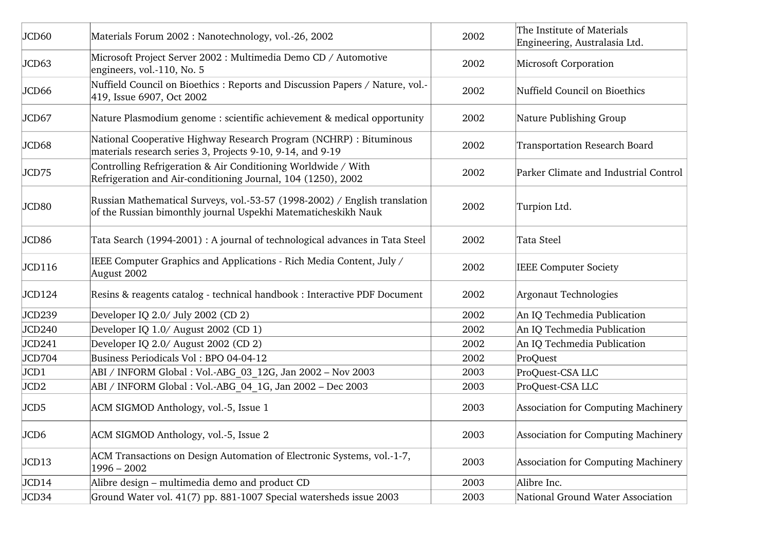| | | | |
|---|---|---|---|
| JCD60 | Materials Forum 2002 : Nanotechnology, vol.-26, 2002 | 2002 | The Institute of Materials Engineering, Australasia Ltd. |
| JCD63 | Microsoft Project Server 2002 : Multimedia Demo CD / Automotive engineers, vol.-110, No. 5 | 2002 | Microsoft Corporation |
| JCD66 | Nuffield Council on Bioethics : Reports and Discussion Papers / Nature, vol.-419, Issue 6907, Oct 2002 | 2002 | Nuffield Council on Bioethics |
| JCD67 | Nature Plasmodium genome : scientific achievement & medical opportunity | 2002 | Nature Publishing Group |
| JCD68 | National Cooperative Highway Research Program (NCHRP) : Bituminous materials research series 3, Projects 9-10, 9-14, and 9-19 | 2002 | Transportation Research Board |
| JCD75 | Controlling Refrigeration & Air Conditioning Worldwide / With Refrigeration and Air-conditioning Journal, 104 (1250), 2002 | 2002 | Parker Climate and Industrial Control |
| JCD80 | Russian Mathematical Surveys, vol.-53-57 (1998-2002) / English translation of the Russian bimonthly journal Uspekhi Matematicheskikh Nauk | 2002 | Turpion Ltd. |
| JCD86 | Tata Search (1994-2001) : A journal of technological advances in Tata Steel | 2002 | Tata Steel |
| JCD116 | IEEE Computer Graphics and Applications - Rich Media Content, July / August 2002 | 2002 | IEEE Computer Society |
| JCD124 | Resins & reagents catalog - technical handbook : Interactive PDF Document | 2002 | Argonaut Technologies |
| JCD239 | Developer IQ 2.0/ July 2002 (CD 2) | 2002 | An IQ Techmedia Publication |
| JCD240 | Developer IQ 1.0/ August 2002 (CD 1) | 2002 | An IQ Techmedia Publication |
| JCD241 | Developer IQ 2.0/ August 2002 (CD 2) | 2002 | An IQ Techmedia Publication |
| JCD704 | Business Periodicals Vol : BPO 04-04-12 | 2002 | ProQuest |
| JCD1 | ABI / INFORM Global : Vol.-ABG_03_12G, Jan 2002 – Nov 2003 | 2003 | ProQuest-CSA LLC |
| JCD2 | ABI / INFORM Global : Vol.-ABG_04_1G, Jan 2002 – Dec 2003 | 2003 | ProQuest-CSA LLC |
| JCD5 | ACM SIGMOD Anthology, vol.-5, Issue 1 | 2003 | Association for Computing Machinery |
| JCD6 | ACM SIGMOD Anthology, vol.-5, Issue 2 | 2003 | Association for Computing Machinery |
| JCD13 | ACM Transactions on Design Automation of Electronic Systems, vol.-1-7, 1996 – 2002 | 2003 | Association for Computing Machinery |
| JCD14 | Alibre design – multimedia demo and product CD | 2003 | Alibre Inc. |
| JCD34 | Ground Water vol. 41(7) pp. 881-1007 Special watersheds issue 2003 | 2003 | National Ground Water Association |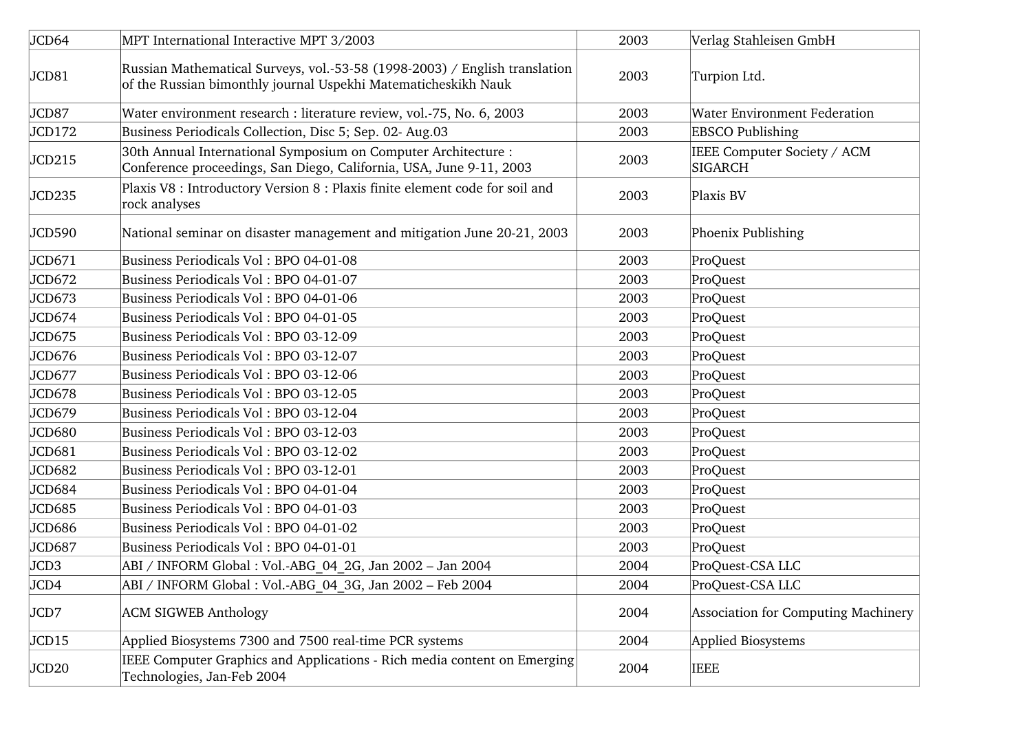| JCD64 | MPT International Interactive MPT 3/2003 | 2003 | Verlag Stahleisen GmbH |
|---|---|---|---|
| JCD81 | Russian Mathematical Surveys, vol.-53-58 (1998-2003) / English translation of the Russian bimonthly journal Uspekhi Matematicheskikh Nauk | 2003 | Turpion Ltd. |
| JCD87 | Water environment research : literature review, vol.-75, No. 6, 2003 | 2003 | Water Environment Federation |
| JCD172 | Business Periodicals Collection, Disc 5; Sep. 02- Aug.03 | 2003 | EBSCO Publishing |
| JCD215 | 30th Annual International Symposium on Computer Architecture : Conference proceedings, San Diego, California, USA, June 9-11, 2003 | 2003 | IEEE Computer Society / ACM SIGARCH |
| JCD235 | Plaxis V8 : Introductory Version 8 : Plaxis finite element code for soil and rock analyses | 2003 | Plaxis BV |
| JCD590 | National seminar on disaster management and mitigation June 20-21, 2003 | 2003 | Phoenix Publishing |
| JCD671 | Business Periodicals Vol : BPO 04-01-08 | 2003 | ProQuest |
| JCD672 | Business Periodicals Vol : BPO 04-01-07 | 2003 | ProQuest |
| JCD673 | Business Periodicals Vol : BPO 04-01-06 | 2003 | ProQuest |
| JCD674 | Business Periodicals Vol : BPO 04-01-05 | 2003 | ProQuest |
| JCD675 | Business Periodicals Vol : BPO 03-12-09 | 2003 | ProQuest |
| JCD676 | Business Periodicals Vol : BPO 03-12-07 | 2003 | ProQuest |
| JCD677 | Business Periodicals Vol : BPO 03-12-06 | 2003 | ProQuest |
| JCD678 | Business Periodicals Vol : BPO 03-12-05 | 2003 | ProQuest |
| JCD679 | Business Periodicals Vol : BPO 03-12-04 | 2003 | ProQuest |
| JCD680 | Business Periodicals Vol : BPO 03-12-03 | 2003 | ProQuest |
| JCD681 | Business Periodicals Vol : BPO 03-12-02 | 2003 | ProQuest |
| JCD682 | Business Periodicals Vol : BPO 03-12-01 | 2003 | ProQuest |
| JCD684 | Business Periodicals Vol : BPO 04-01-04 | 2003 | ProQuest |
| JCD685 | Business Periodicals Vol : BPO 04-01-03 | 2003 | ProQuest |
| JCD686 | Business Periodicals Vol : BPO 04-01-02 | 2003 | ProQuest |
| JCD687 | Business Periodicals Vol : BPO 04-01-01 | 2003 | ProQuest |
| JCD3 | ABI / INFORM Global : Vol.-ABG_04_2G, Jan 2002 – Jan 2004 | 2004 | ProQuest-CSA LLC |
| JCD4 | ABI / INFORM Global : Vol.-ABG_04_3G, Jan 2002 – Feb 2004 | 2004 | ProQuest-CSA LLC |
| JCD7 | ACM SIGWEB Anthology | 2004 | Association for Computing Machinery |
| JCD15 | Applied Biosystems 7300 and 7500 real-time PCR systems | 2004 | Applied Biosystems |
| JCD20 | IEEE Computer Graphics and Applications - Rich media content on Emerging Technologies, Jan-Feb 2004 | 2004 | IEEE |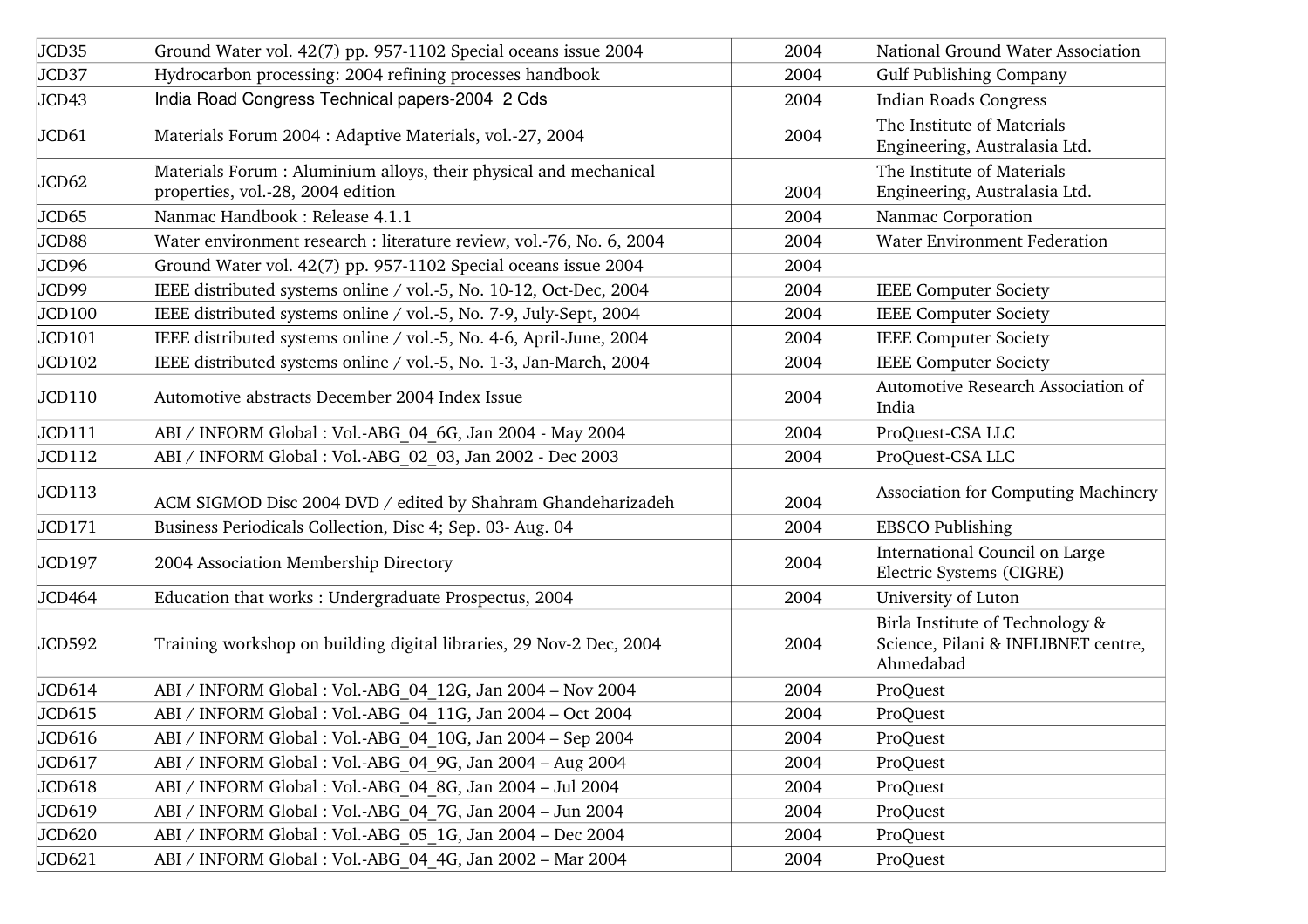| | | | |
|---|---|---|---|
| JCD35 | Ground Water vol. 42(7) pp. 957-1102 Special oceans issue 2004 | 2004 | National Ground Water Association |
| JCD37 | Hydrocarbon processing: 2004 refining processes handbook | 2004 | Gulf Publishing Company |
| JCD43 | India Road Congress Technical papers-2004 2 Cds | 2004 | Indian Roads Congress |
| JCD61 | Materials Forum 2004 : Adaptive Materials, vol.-27, 2004 | 2004 | The Institute of Materials Engineering, Australasia Ltd. |
| JCD62 | Materials Forum : Aluminium alloys, their physical and mechanical properties, vol.-28, 2004 edition | 2004 | The Institute of Materials Engineering, Australasia Ltd. |
| JCD65 | Nanmac Handbook : Release 4.1.1 | 2004 | Nanmac Corporation |
| JCD88 | Water environment research : literature review, vol.-76, No. 6, 2004 | 2004 | Water Environment Federation |
| JCD96 | Ground Water vol. 42(7) pp. 957-1102 Special oceans issue 2004 | 2004 | |
| JCD99 | IEEE distributed systems online / vol.-5, No. 10-12, Oct-Dec, 2004 | 2004 | IEEE Computer Society |
| JCD100 | IEEE distributed systems online / vol.-5, No. 7-9, July-Sept, 2004 | 2004 | IEEE Computer Society |
| JCD101 | IEEE distributed systems online / vol.-5, No. 4-6, April-June, 2004 | 2004 | IEEE Computer Society |
| JCD102 | IEEE distributed systems online / vol.-5, No. 1-3, Jan-March, 2004 | 2004 | IEEE Computer Society |
| JCD110 | Automotive abstracts December 2004 Index Issue | 2004 | Automotive Research Association of India |
| JCD111 | ABI / INFORM Global : Vol.-ABG_04_6G, Jan 2004 - May 2004 | 2004 | ProQuest-CSA LLC |
| JCD112 | ABI / INFORM Global : Vol.-ABG_02_03, Jan 2002 - Dec 2003 | 2004 | ProQuest-CSA LLC |
| JCD113 | ACM SIGMOD Disc 2004 DVD / edited by Shahram Ghandeharizadeh | 2004 | Association for Computing Machinery |
| JCD171 | Business Periodicals Collection, Disc 4; Sep. 03- Aug. 04 | 2004 | EBSCO Publishing |
| JCD197 | 2004 Association Membership Directory | 2004 | International Council on Large Electric Systems (CIGRE) |
| JCD464 | Education that works : Undergraduate Prospectus, 2004 | 2004 | University of Luton |
| JCD592 | Training workshop on building digital libraries, 29 Nov-2 Dec, 2004 | 2004 | Birla Institute of Technology & Science, Pilani & INFLIBNET centre, Ahmedabad |
| JCD614 | ABI / INFORM Global : Vol.-ABG_04_12G, Jan 2004 – Nov 2004 | 2004 | ProQuest |
| JCD615 | ABI / INFORM Global : Vol.-ABG_04_11G, Jan 2004 – Oct 2004 | 2004 | ProQuest |
| JCD616 | ABI / INFORM Global : Vol.-ABG_04_10G, Jan 2004 – Sep 2004 | 2004 | ProQuest |
| JCD617 | ABI / INFORM Global : Vol.-ABG_04_9G, Jan 2004 – Aug 2004 | 2004 | ProQuest |
| JCD618 | ABI / INFORM Global : Vol.-ABG_04_8G, Jan 2004 – Jul 2004 | 2004 | ProQuest |
| JCD619 | ABI / INFORM Global : Vol.-ABG_04_7G, Jan 2004 – Jun 2004 | 2004 | ProQuest |
| JCD620 | ABI / INFORM Global : Vol.-ABG_05_1G, Jan 2004 – Dec 2004 | 2004 | ProQuest |
| JCD621 | ABI / INFORM Global : Vol.-ABG_04_4G, Jan 2002 – Mar 2004 | 2004 | ProQuest |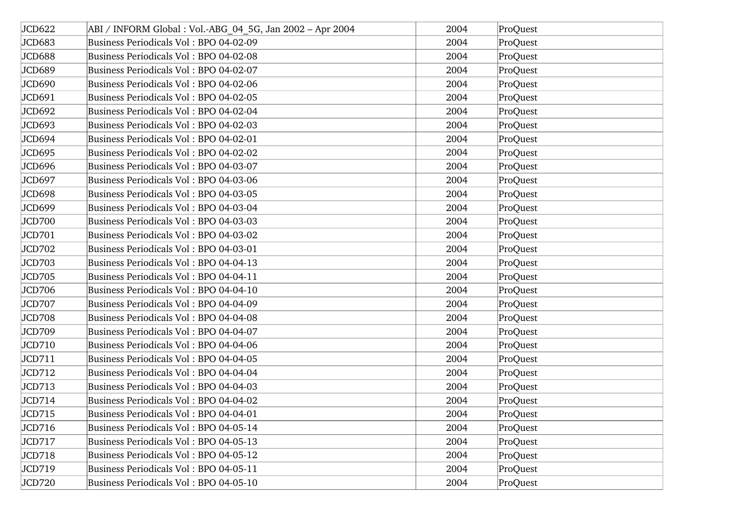| JCD622 | ABI / INFORM Global : Vol.-ABG_04_5G, Jan 2002 – Apr 2004 | 2004 | ProQuest |
|---|---|---|---|
| JCD683 | Business Periodicals Vol : BPO 04-02-09 | 2004 | ProQuest |
| JCD688 | Business Periodicals Vol : BPO 04-02-08 | 2004 | ProQuest |
| JCD689 | Business Periodicals Vol : BPO 04-02-07 | 2004 | ProQuest |
| JCD690 | Business Periodicals Vol : BPO 04-02-06 | 2004 | ProQuest |
| JCD691 | Business Periodicals Vol : BPO 04-02-05 | 2004 | ProQuest |
| JCD692 | Business Periodicals Vol : BPO 04-02-04 | 2004 | ProQuest |
| JCD693 | Business Periodicals Vol : BPO 04-02-03 | 2004 | ProQuest |
| JCD694 | Business Periodicals Vol : BPO 04-02-01 | 2004 | ProQuest |
| JCD695 | Business Periodicals Vol : BPO 04-02-02 | 2004 | ProQuest |
| JCD696 | Business Periodicals Vol : BPO 04-03-07 | 2004 | ProQuest |
| JCD697 | Business Periodicals Vol : BPO 04-03-06 | 2004 | ProQuest |
| JCD698 | Business Periodicals Vol : BPO 04-03-05 | 2004 | ProQuest |
| JCD699 | Business Periodicals Vol : BPO 04-03-04 | 2004 | ProQuest |
| JCD700 | Business Periodicals Vol : BPO 04-03-03 | 2004 | ProQuest |
| JCD701 | Business Periodicals Vol : BPO 04-03-02 | 2004 | ProQuest |
| JCD702 | Business Periodicals Vol : BPO 04-03-01 | 2004 | ProQuest |
| JCD703 | Business Periodicals Vol : BPO 04-04-13 | 2004 | ProQuest |
| JCD705 | Business Periodicals Vol : BPO 04-04-11 | 2004 | ProQuest |
| JCD706 | Business Periodicals Vol : BPO 04-04-10 | 2004 | ProQuest |
| JCD707 | Business Periodicals Vol : BPO 04-04-09 | 2004 | ProQuest |
| JCD708 | Business Periodicals Vol : BPO 04-04-08 | 2004 | ProQuest |
| JCD709 | Business Periodicals Vol : BPO 04-04-07 | 2004 | ProQuest |
| JCD710 | Business Periodicals Vol : BPO 04-04-06 | 2004 | ProQuest |
| JCD711 | Business Periodicals Vol : BPO 04-04-05 | 2004 | ProQuest |
| JCD712 | Business Periodicals Vol : BPO 04-04-04 | 2004 | ProQuest |
| JCD713 | Business Periodicals Vol : BPO 04-04-03 | 2004 | ProQuest |
| JCD714 | Business Periodicals Vol : BPO 04-04-02 | 2004 | ProQuest |
| JCD715 | Business Periodicals Vol : BPO 04-04-01 | 2004 | ProQuest |
| JCD716 | Business Periodicals Vol : BPO 04-05-14 | 2004 | ProQuest |
| JCD717 | Business Periodicals Vol : BPO 04-05-13 | 2004 | ProQuest |
| JCD718 | Business Periodicals Vol : BPO 04-05-12 | 2004 | ProQuest |
| JCD719 | Business Periodicals Vol : BPO 04-05-11 | 2004 | ProQuest |
| JCD720 | Business Periodicals Vol : BPO 04-05-10 | 2004 | ProQuest |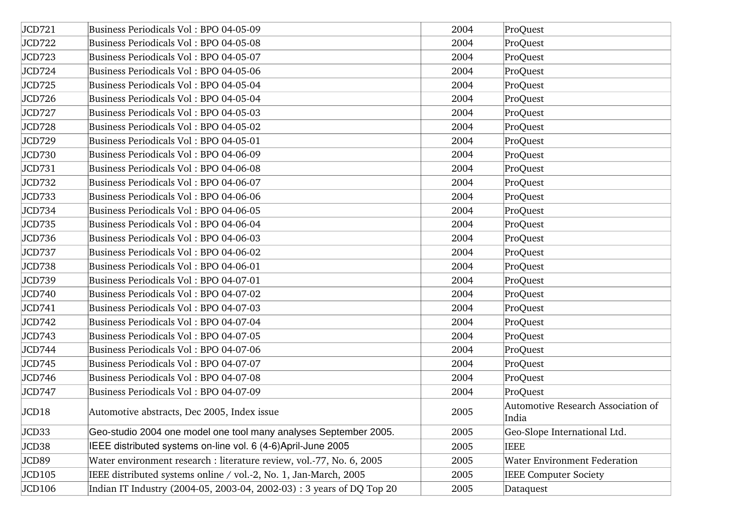| JCD721 | Business Periodicals Vol : BPO 04-05-09 | 2004 | ProQuest |
|---|---|---|---|
| JCD722 | Business Periodicals Vol : BPO 04-05-08 | 2004 | ProQuest |
| JCD723 | Business Periodicals Vol : BPO 04-05-07 | 2004 | ProQuest |
| JCD724 | Business Periodicals Vol : BPO 04-05-06 | 2004 | ProQuest |
| JCD725 | Business Periodicals Vol : BPO 04-05-04 | 2004 | ProQuest |
| JCD726 | Business Periodicals Vol : BPO 04-05-04 | 2004 | ProQuest |
| JCD727 | Business Periodicals Vol : BPO 04-05-03 | 2004 | ProQuest |
| JCD728 | Business Periodicals Vol : BPO 04-05-02 | 2004 | ProQuest |
| JCD729 | Business Periodicals Vol : BPO 04-05-01 | 2004 | ProQuest |
| JCD730 | Business Periodicals Vol : BPO 04-06-09 | 2004 | ProQuest |
| JCD731 | Business Periodicals Vol : BPO 04-06-08 | 2004 | ProQuest |
| JCD732 | Business Periodicals Vol : BPO 04-06-07 | 2004 | ProQuest |
| JCD733 | Business Periodicals Vol : BPO 04-06-06 | 2004 | ProQuest |
| JCD734 | Business Periodicals Vol : BPO 04-06-05 | 2004 | ProQuest |
| JCD735 | Business Periodicals Vol : BPO 04-06-04 | 2004 | ProQuest |
| JCD736 | Business Periodicals Vol : BPO 04-06-03 | 2004 | ProQuest |
| JCD737 | Business Periodicals Vol : BPO 04-06-02 | 2004 | ProQuest |
| JCD738 | Business Periodicals Vol : BPO 04-06-01 | 2004 | ProQuest |
| JCD739 | Business Periodicals Vol : BPO 04-07-01 | 2004 | ProQuest |
| JCD740 | Business Periodicals Vol : BPO 04-07-02 | 2004 | ProQuest |
| JCD741 | Business Periodicals Vol : BPO 04-07-03 | 2004 | ProQuest |
| JCD742 | Business Periodicals Vol : BPO 04-07-04 | 2004 | ProQuest |
| JCD743 | Business Periodicals Vol : BPO 04-07-05 | 2004 | ProQuest |
| JCD744 | Business Periodicals Vol : BPO 04-07-06 | 2004 | ProQuest |
| JCD745 | Business Periodicals Vol : BPO 04-07-07 | 2004 | ProQuest |
| JCD746 | Business Periodicals Vol : BPO 04-07-08 | 2004 | ProQuest |
| JCD747 | Business Periodicals Vol : BPO 04-07-09 | 2004 | ProQuest |
| JCD18 | Automotive abstracts, Dec 2005, Index issue | 2005 | Automotive Research Association of India |
| JCD33 | Geo-studio 2004 one model one tool many analyses September 2005. | 2005 | Geo-Slope International Ltd. |
| JCD38 | IEEE distributed systems on-line vol. 6 (4-6)April-June 2005 | 2005 | IEEE |
| JCD89 | Water environment research : literature review, vol.-77, No. 6, 2005 | 2005 | Water Environment Federation |
| JCD105 | IEEE distributed systems online / vol.-2, No. 1, Jan-March, 2005 | 2005 | IEEE Computer Society |
| JCD106 | Indian IT Industry (2004-05, 2003-04, 2002-03) : 3 years of DQ Top 20 | 2005 | Dataquest |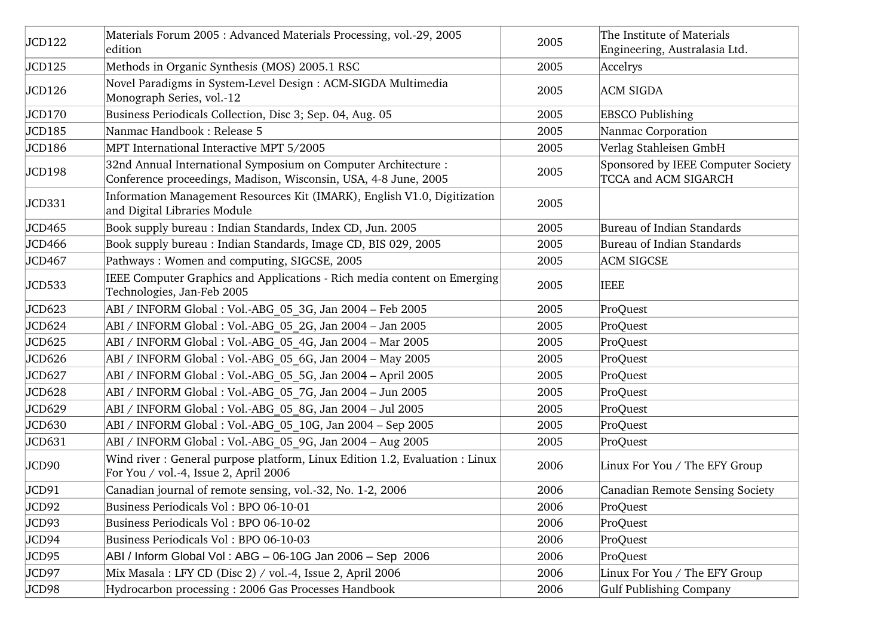| JCD122 | Materials Forum 2005 : Advanced Materials Processing, vol.-29, 2005 edition | 2005 | The Institute of Materials Engineering, Australasia Ltd. |
|---|---|---|---|
| JCD125 | Methods in Organic Synthesis (MOS) 2005.1 RSC | 2005 | Accelrys |
| JCD126 | Novel Paradigms in System-Level Design : ACM-SIGDA Multimedia Monograph Series, vol.-12 | 2005 | ACM SIGDA |
| JCD170 | Business Periodicals Collection, Disc 3; Sep. 04, Aug. 05 | 2005 | EBSCO Publishing |
| JCD185 | Nanmac Handbook : Release 5 | 2005 | Nanmac Corporation |
| JCD186 | MPT International Interactive MPT 5/2005 | 2005 | Verlag Stahleisen GmbH |
| JCD198 | 32nd Annual International Symposium on Computer Architecture : Conference proceedings, Madison, Wisconsin, USA, 4-8 June, 2005 | 2005 | Sponsored by IEEE Computer Society TCCA and ACM SIGARCH |
| JCD331 | Information Management Resources Kit (IMARK), English V1.0, Digitization and Digital Libraries Module | 2005 | |
| JCD465 | Book supply bureau : Indian Standards, Index CD, Jun. 2005 | 2005 | Bureau of Indian Standards |
| JCD466 | Book supply bureau : Indian Standards, Image CD, BIS 029, 2005 | 2005 | Bureau of Indian Standards |
| JCD467 | Pathways : Women and computing, SIGCSE, 2005 | 2005 | ACM SIGCSE |
| JCD533 | IEEE Computer Graphics and Applications - Rich media content on Emerging Technologies, Jan-Feb 2005 | 2005 | IEEE |
| JCD623 | ABI / INFORM Global : Vol.-ABG_05_3G, Jan 2004 – Feb 2005 | 2005 | ProQuest |
| JCD624 | ABI / INFORM Global : Vol.-ABG_05_2G, Jan 2004 – Jan 2005 | 2005 | ProQuest |
| JCD625 | ABI / INFORM Global : Vol.-ABG_05_4G, Jan 2004 – Mar 2005 | 2005 | ProQuest |
| JCD626 | ABI / INFORM Global : Vol.-ABG_05_6G, Jan 2004 – May 2005 | 2005 | ProQuest |
| JCD627 | ABI / INFORM Global : Vol.-ABG_05_5G, Jan 2004 – April 2005 | 2005 | ProQuest |
| JCD628 | ABI / INFORM Global : Vol.-ABG_05_7G, Jan 2004 – Jun 2005 | 2005 | ProQuest |
| JCD629 | ABI / INFORM Global : Vol.-ABG_05_8G, Jan 2004 – Jul 2005 | 2005 | ProQuest |
| JCD630 | ABI / INFORM Global : Vol.-ABG_05_10G, Jan 2004 – Sep 2005 | 2005 | ProQuest |
| JCD631 | ABI / INFORM Global : Vol.-ABG_05_9G, Jan 2004 – Aug 2005 | 2005 | ProQuest |
| JCD90 | Wind river : General purpose platform, Linux Edition 1.2, Evaluation : Linux For You / vol.-4, Issue 2, April 2006 | 2006 | Linux For You / The EFY Group |
| JCD91 | Canadian journal of remote sensing, vol.-32, No. 1-2, 2006 | 2006 | Canadian Remote Sensing Society |
| JCD92 | Business Periodicals Vol : BPO 06-10-01 | 2006 | ProQuest |
| JCD93 | Business Periodicals Vol : BPO 06-10-02 | 2006 | ProQuest |
| JCD94 | Business Periodicals Vol : BPO 06-10-03 | 2006 | ProQuest |
| JCD95 | ABI / Inform Global Vol : ABG – 06-10G Jan 2006 – Sep 2006 | 2006 | ProQuest |
| JCD97 | Mix Masala : LFY CD (Disc 2) / vol.-4, Issue 2, April 2006 | 2006 | Linux For You / The EFY Group |
| JCD98 | Hydrocarbon processing : 2006 Gas Processes Handbook | 2006 | Gulf Publishing Company |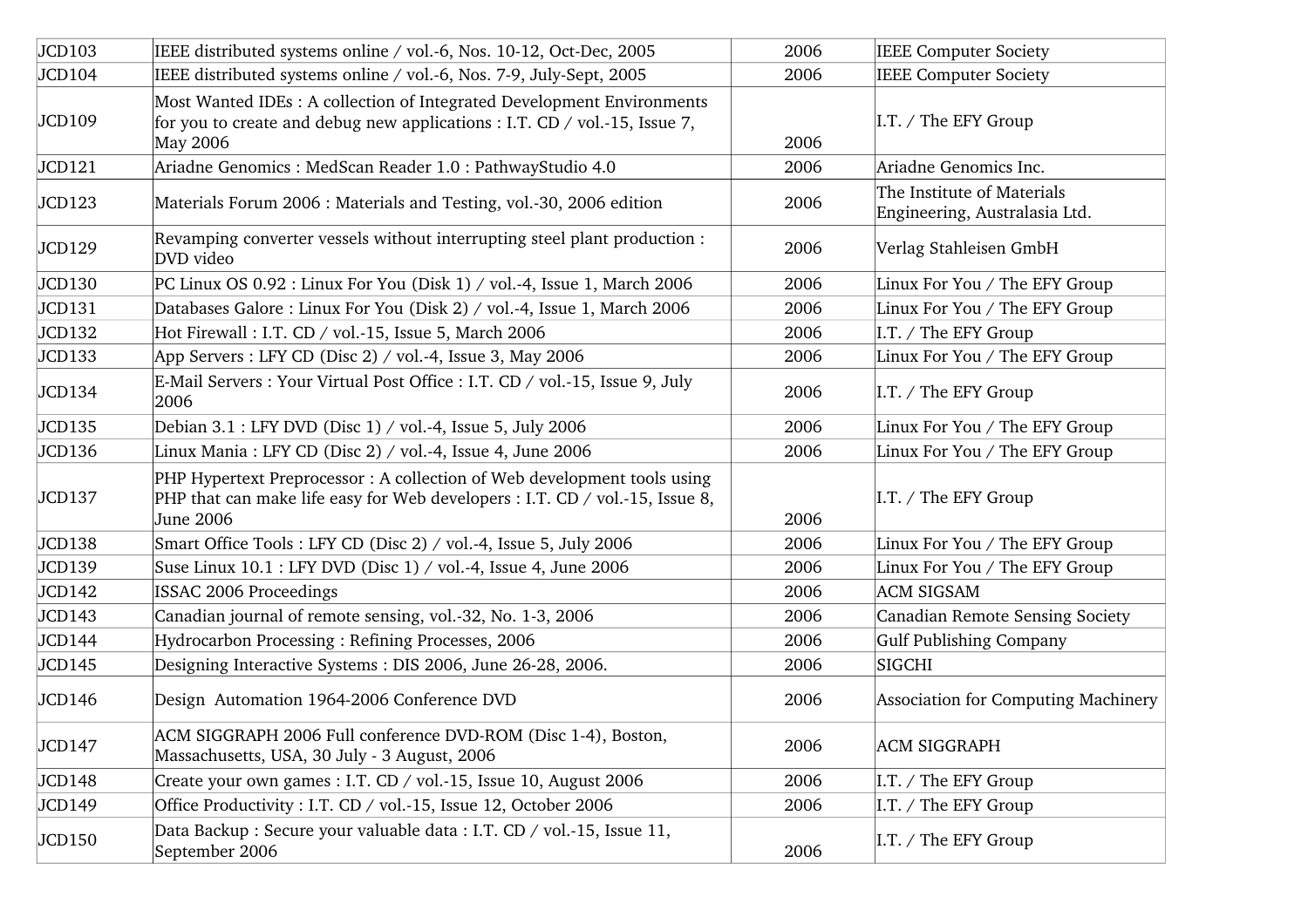| JCD103 | IEEE distributed systems online / vol.-6, Nos. 10-12, Oct-Dec, 2005 | 2006 | IEEE Computer Society |
|---|---|---|---|
| JCD104 | IEEE distributed systems online / vol.-6, Nos. 7-9, July-Sept, 2005 | 2006 | IEEE Computer Society |
| JCD109 | Most Wanted IDEs : A collection of Integrated Development Environments for you to create and debug new applications : I.T. CD / vol.-15, Issue 7, May 2006 | 2006 | I.T. / The EFY Group |
| JCD121 | Ariadne Genomics : MedScan Reader 1.0 : PathwayStudio 4.0 | 2006 | Ariadne Genomics Inc. |
| JCD123 | Materials Forum 2006 : Materials and Testing, vol.-30, 2006 edition | 2006 | The Institute of Materials Engineering, Australasia Ltd. |
| JCD129 | Revamping converter vessels without interrupting steel plant production : DVD video | 2006 | Verlag Stahleisen GmbH |
| JCD130 | PC Linux OS 0.92 : Linux For You (Disk 1) / vol.-4, Issue 1, March 2006 | 2006 | Linux For You / The EFY Group |
| JCD131 | Databases Galore : Linux For You (Disk 2) / vol.-4, Issue 1, March 2006 | 2006 | Linux For You / The EFY Group |
| JCD132 | Hot Firewall : I.T. CD / vol.-15, Issue 5, March 2006 | 2006 | I.T. / The EFY Group |
| JCD133 | App Servers : LFY CD (Disc 2) / vol.-4, Issue 3, May 2006 | 2006 | Linux For You / The EFY Group |
| JCD134 | E-Mail Servers : Your Virtual Post Office : I.T. CD / vol.-15, Issue 9, July 2006 | 2006 | I.T. / The EFY Group |
| JCD135 | Debian 3.1 : LFY DVD (Disc 1) / vol.-4, Issue 5, July 2006 | 2006 | Linux For You / The EFY Group |
| JCD136 | Linux Mania : LFY CD (Disc 2) / vol.-4, Issue 4, June 2006 | 2006 | Linux For You / The EFY Group |
| JCD137 | PHP Hypertext Preprocessor : A collection of Web development tools using PHP that can make life easy for Web developers : I.T. CD / vol.-15, Issue 8, June 2006 | 2006 | I.T. / The EFY Group |
| JCD138 | Smart Office Tools : LFY CD (Disc 2) / vol.-4, Issue 5, July 2006 | 2006 | Linux For You / The EFY Group |
| JCD139 | Suse Linux 10.1 : LFY DVD (Disc 1) / vol.-4, Issue 4, June 2006 | 2006 | Linux For You / The EFY Group |
| JCD142 | ISSAC 2006 Proceedings | 2006 | ACM SIGSAM |
| JCD143 | Canadian journal of remote sensing, vol.-32, No. 1-3, 2006 | 2006 | Canadian Remote Sensing Society |
| JCD144 | Hydrocarbon Processing : Refining Processes, 2006 | 2006 | Gulf Publishing Company |
| JCD145 | Designing Interactive Systems : DIS 2006, June 26-28, 2006. | 2006 | SIGCHI |
| JCD146 | Design Automation 1964-2006 Conference DVD | 2006 | Association for Computing Machinery |
| JCD147 | ACM SIGGRAPH 2006 Full conference DVD-ROM (Disc 1-4), Boston, Massachusetts, USA, 30 July - 3 August, 2006 | 2006 | ACM SIGGRAPH |
| JCD148 | Create your own games : I.T. CD / vol.-15, Issue 10, August 2006 | 2006 | I.T. / The EFY Group |
| JCD149 | Office Productivity : I.T. CD / vol.-15, Issue 12, October 2006 | 2006 | I.T. / The EFY Group |
| JCD150 | Data Backup : Secure your valuable data : I.T. CD / vol.-15, Issue 11, September 2006 | 2006 | I.T. / The EFY Group |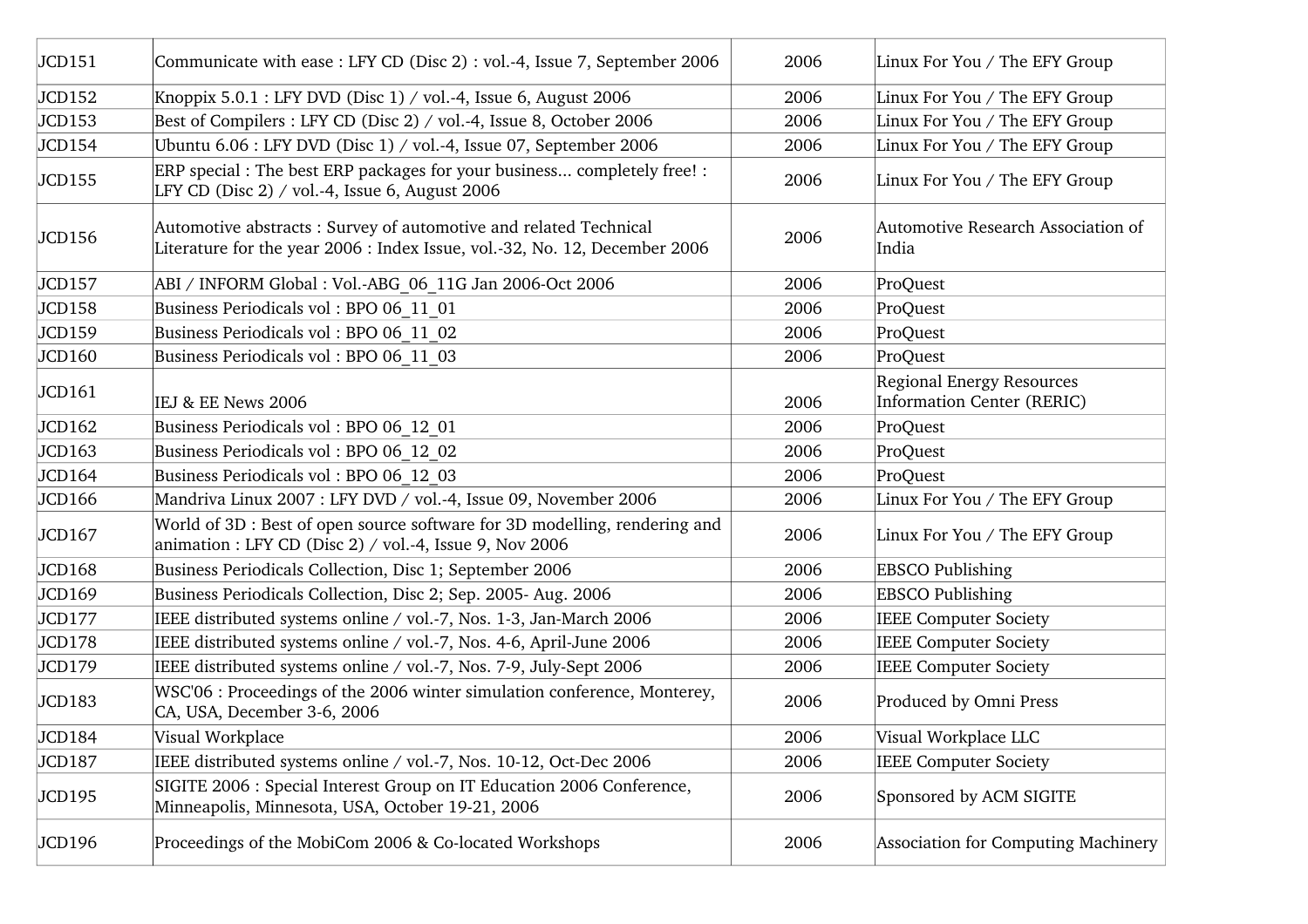| JCD151 | Communicate with ease : LFY CD (Disc 2) : vol.-4, Issue 7, September 2006 | 2006 | Linux For You / The EFY Group |
|---|---|---|---|
| JCD152 | Knoppix 5.0.1 : LFY DVD (Disc 1) / vol.-4, Issue 6, August 2006 | 2006 | Linux For You / The EFY Group |
| JCD153 | Best of Compilers : LFY CD (Disc 2) / vol.-4, Issue 8, October 2006 | 2006 | Linux For You / The EFY Group |
| JCD154 | Ubuntu 6.06 : LFY DVD (Disc 1) / vol.-4, Issue 07, September 2006 | 2006 | Linux For You / The EFY Group |
| JCD155 | ERP special : The best ERP packages for your business... completely free! : LFY CD (Disc 2) / vol.-4, Issue 6, August 2006 | 2006 | Linux For You / The EFY Group |
| JCD156 | Automotive abstracts : Survey of automotive and related Technical Literature for the year 2006 : Index Issue, vol.-32, No. 12, December 2006 | 2006 | Automotive Research Association of India |
| JCD157 | ABI / INFORM Global : Vol.-ABG_06_11G Jan 2006-Oct 2006 | 2006 | ProQuest |
| JCD158 | Business Periodicals vol : BPO 06_11_01 | 2006 | ProQuest |
| JCD159 | Business Periodicals vol : BPO 06_11_02 | 2006 | ProQuest |
| JCD160 | Business Periodicals vol : BPO 06_11_03 | 2006 | ProQuest |
| JCD161 | IEJ & EE News 2006 | 2006 | Regional Energy Resources Information Center (RERIC) |
| JCD162 | Business Periodicals vol : BPO 06_12_01 | 2006 | ProQuest |
| JCD163 | Business Periodicals vol : BPO 06_12_02 | 2006 | ProQuest |
| JCD164 | Business Periodicals vol : BPO 06_12_03 | 2006 | ProQuest |
| JCD166 | Mandriva Linux 2007 : LFY DVD / vol.-4, Issue 09, November 2006 | 2006 | Linux For You / The EFY Group |
| JCD167 | World of 3D : Best of open source software for 3D modelling, rendering and animation : LFY CD (Disc 2) / vol.-4, Issue 9, Nov 2006 | 2006 | Linux For You / The EFY Group |
| JCD168 | Business Periodicals Collection, Disc 1; September 2006 | 2006 | EBSCO Publishing |
| JCD169 | Business Periodicals Collection, Disc 2; Sep. 2005- Aug. 2006 | 2006 | EBSCO Publishing |
| JCD177 | IEEE distributed systems online / vol.-7, Nos. 1-3, Jan-March 2006 | 2006 | IEEE Computer Society |
| JCD178 | IEEE distributed systems online / vol.-7, Nos. 4-6, April-June 2006 | 2006 | IEEE Computer Society |
| JCD179 | IEEE distributed systems online / vol.-7, Nos. 7-9, July-Sept 2006 | 2006 | IEEE Computer Society |
| JCD183 | WSC'06 : Proceedings of the 2006 winter simulation conference, Monterey, CA, USA, December 3-6, 2006 | 2006 | Produced by Omni Press |
| JCD184 | Visual Workplace | 2006 | Visual Workplace LLC |
| JCD187 | IEEE distributed systems online / vol.-7, Nos. 10-12, Oct-Dec 2006 | 2006 | IEEE Computer Society |
| JCD195 | SIGITE 2006 : Special Interest Group on IT Education 2006 Conference, Minneapolis, Minnesota, USA, October 19-21, 2006 | 2006 | Sponsored by ACM SIGITE |
| JCD196 | Proceedings of the MobiCom 2006 & Co-located Workshops | 2006 | Association for Computing Machinery |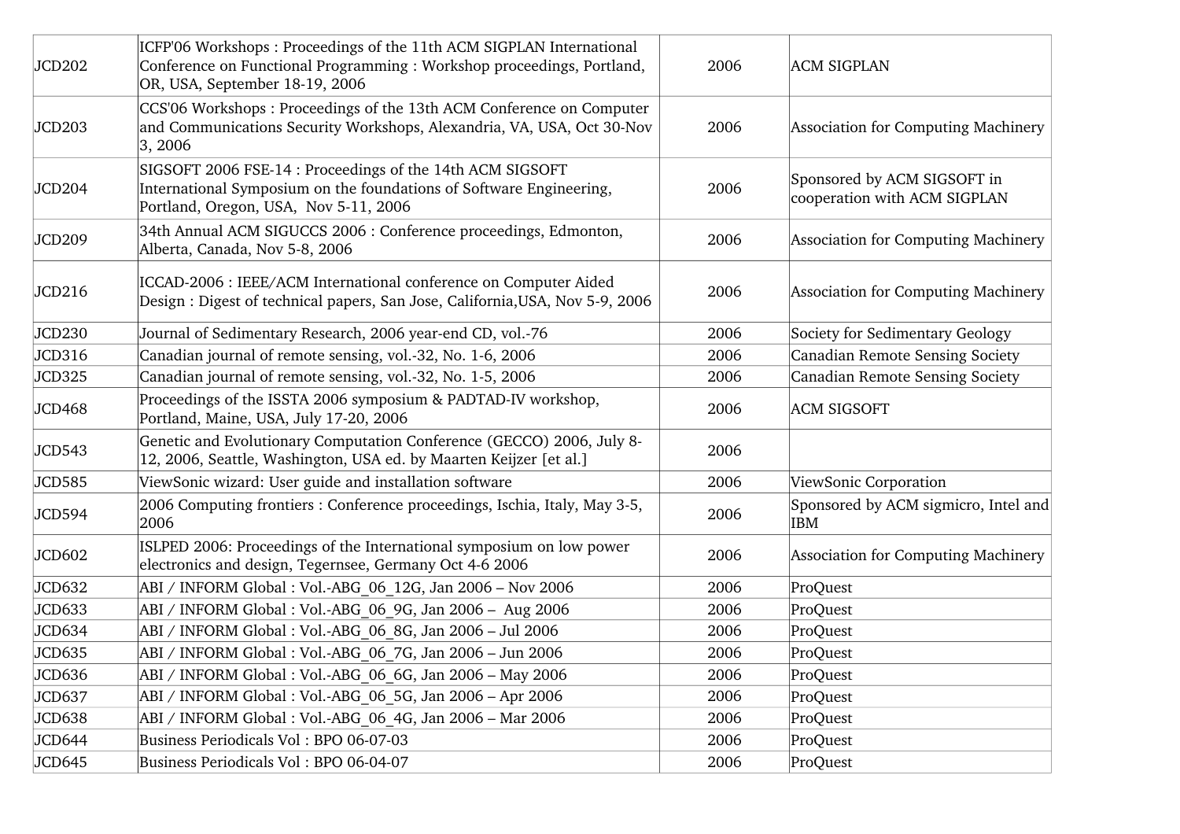| | | | |
|---|---|---|---|
| JCD202 | ICFP'06 Workshops : Proceedings of the 11th ACM SIGPLAN International Conference on Functional Programming : Workshop proceedings, Portland, OR, USA, September 18-19, 2006 | 2006 | ACM SIGPLAN |
| JCD203 | CCS'06 Workshops : Proceedings of the 13th ACM Conference on Computer and Communications Security Workshops, Alexandria, VA, USA, Oct 30-Nov 3, 2006 | 2006 | Association for Computing Machinery |
| JCD204 | SIGSOFT 2006 FSE-14 : Proceedings of the 14th ACM SIGSOFT International Symposium on the foundations of Software Engineering, Portland, Oregon, USA, Nov 5-11, 2006 | 2006 | Sponsored by ACM SIGSOFT in cooperation with ACM SIGPLAN |
| JCD209 | 34th Annual ACM SIGUCCS 2006 : Conference proceedings, Edmonton, Alberta, Canada, Nov 5-8, 2006 | 2006 | Association for Computing Machinery |
| JCD216 | ICCAD-2006 : IEEE/ACM International conference on Computer Aided Design : Digest of technical papers, San Jose, California,USA, Nov 5-9, 2006 | 2006 | Association for Computing Machinery |
| JCD230 | Journal of Sedimentary Research, 2006 year-end CD, vol.-76 | 2006 | Society for Sedimentary Geology |
| JCD316 | Canadian journal of remote sensing, vol.-32, No. 1-6, 2006 | 2006 | Canadian Remote Sensing Society |
| JCD325 | Canadian journal of remote sensing, vol.-32, No. 1-5, 2006 | 2006 | Canadian Remote Sensing Society |
| JCD468 | Proceedings of the ISSTA 2006 symposium & PADTAD-IV workshop, Portland, Maine, USA, July 17-20, 2006 | 2006 | ACM SIGSOFT |
| JCD543 | Genetic and Evolutionary Computation Conference (GECCO) 2006, July 8-12, 2006, Seattle, Washington, USA ed. by Maarten Keijzer [et al.] | 2006 | |
| JCD585 | ViewSonic wizard: User guide and installation software | 2006 | ViewSonic Corporation |
| JCD594 | 2006 Computing frontiers : Conference proceedings, Ischia, Italy, May 3-5, 2006 | 2006 | Sponsored by ACM sigmicro, Intel and IBM |
| JCD602 | ISLPED 2006: Proceedings of the International symposium on low power electronics and design, Tegernsee, Germany Oct 4-6 2006 | 2006 | Association for Computing Machinery |
| JCD632 | ABI / INFORM Global : Vol.-ABG_06_12G, Jan 2006 – Nov 2006 | 2006 | ProQuest |
| JCD633 | ABI / INFORM Global : Vol.-ABG_06_9G, Jan 2006 – Aug 2006 | 2006 | ProQuest |
| JCD634 | ABI / INFORM Global : Vol.-ABG_06_8G, Jan 2006 – Jul 2006 | 2006 | ProQuest |
| JCD635 | ABI / INFORM Global : Vol.-ABG_06_7G, Jan 2006 – Jun 2006 | 2006 | ProQuest |
| JCD636 | ABI / INFORM Global : Vol.-ABG_06_6G, Jan 2006 – May 2006 | 2006 | ProQuest |
| JCD637 | ABI / INFORM Global : Vol.-ABG_06_5G, Jan 2006 – Apr 2006 | 2006 | ProQuest |
| JCD638 | ABI / INFORM Global : Vol.-ABG_06_4G, Jan 2006 – Mar 2006 | 2006 | ProQuest |
| JCD644 | Business Periodicals Vol : BPO 06-07-03 | 2006 | ProQuest |
| JCD645 | Business Periodicals Vol : BPO 06-04-07 | 2006 | ProQuest |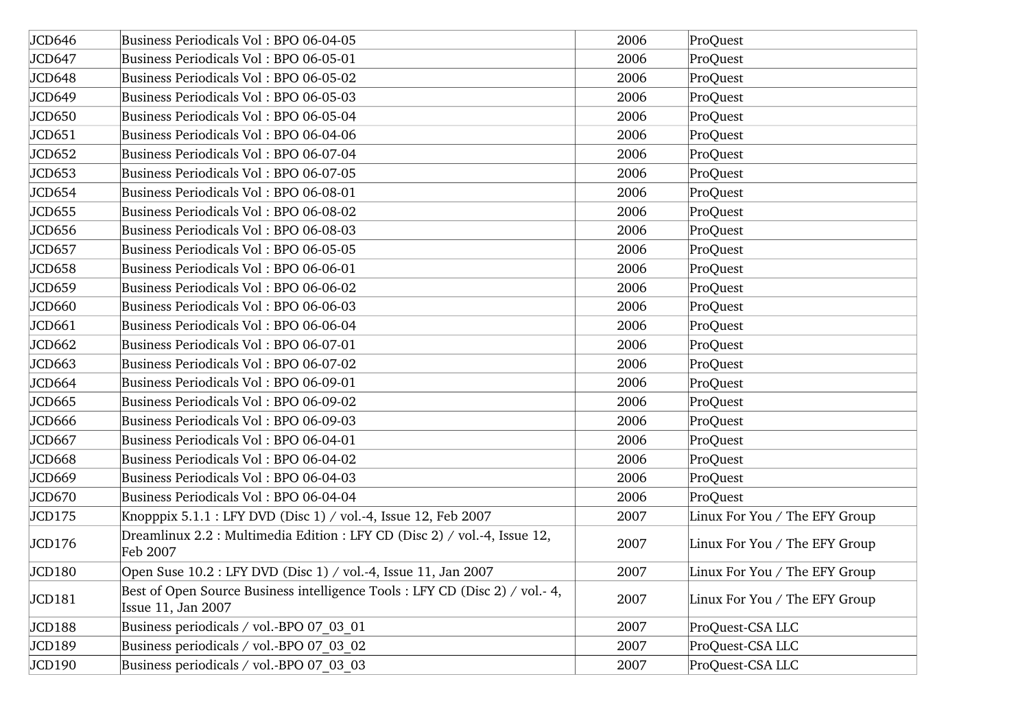| | | | |
|---|---|---|---|
| JCD646 | Business Periodicals Vol : BPO 06-04-05 | 2006 | ProQuest |
| JCD647 | Business Periodicals Vol : BPO 06-05-01 | 2006 | ProQuest |
| JCD648 | Business Periodicals Vol : BPO 06-05-02 | 2006 | ProQuest |
| JCD649 | Business Periodicals Vol : BPO 06-05-03 | 2006 | ProQuest |
| JCD650 | Business Periodicals Vol : BPO 06-05-04 | 2006 | ProQuest |
| JCD651 | Business Periodicals Vol : BPO 06-04-06 | 2006 | ProQuest |
| JCD652 | Business Periodicals Vol : BPO 06-07-04 | 2006 | ProQuest |
| JCD653 | Business Periodicals Vol : BPO 06-07-05 | 2006 | ProQuest |
| JCD654 | Business Periodicals Vol : BPO 06-08-01 | 2006 | ProQuest |
| JCD655 | Business Periodicals Vol : BPO 06-08-02 | 2006 | ProQuest |
| JCD656 | Business Periodicals Vol : BPO 06-08-03 | 2006 | ProQuest |
| JCD657 | Business Periodicals Vol : BPO 06-05-05 | 2006 | ProQuest |
| JCD658 | Business Periodicals Vol : BPO 06-06-01 | 2006 | ProQuest |
| JCD659 | Business Periodicals Vol : BPO 06-06-02 | 2006 | ProQuest |
| JCD660 | Business Periodicals Vol : BPO 06-06-03 | 2006 | ProQuest |
| JCD661 | Business Periodicals Vol : BPO 06-06-04 | 2006 | ProQuest |
| JCD662 | Business Periodicals Vol : BPO 06-07-01 | 2006 | ProQuest |
| JCD663 | Business Periodicals Vol : BPO 06-07-02 | 2006 | ProQuest |
| JCD664 | Business Periodicals Vol : BPO 06-09-01 | 2006 | ProQuest |
| JCD665 | Business Periodicals Vol : BPO 06-09-02 | 2006 | ProQuest |
| JCD666 | Business Periodicals Vol : BPO 06-09-03 | 2006 | ProQuest |
| JCD667 | Business Periodicals Vol : BPO 06-04-01 | 2006 | ProQuest |
| JCD668 | Business Periodicals Vol : BPO 06-04-02 | 2006 | ProQuest |
| JCD669 | Business Periodicals Vol : BPO 06-04-03 | 2006 | ProQuest |
| JCD670 | Business Periodicals Vol : BPO 06-04-04 | 2006 | ProQuest |
| JCD175 | Knopppix 5.1.1 : LFY DVD (Disc 1) / vol.-4, Issue 12, Feb 2007 | 2007 | Linux For You / The EFY Group |
| JCD176 | Dreamlinux 2.2 : Multimedia Edition : LFY CD (Disc 2) / vol.-4, Issue 12, Feb 2007 | 2007 | Linux For You / The EFY Group |
| JCD180 | Open Suse 10.2 : LFY DVD (Disc 1) / vol.-4, Issue 11, Jan 2007 | 2007 | Linux For You / The EFY Group |
| JCD181 | Best of Open Source Business intelligence Tools : LFY CD (Disc 2) / vol.- 4, Issue 11, Jan 2007 | 2007 | Linux For You / The EFY Group |
| JCD188 | Business periodicals / vol.-BPO 07_03_01 | 2007 | ProQuest-CSA LLC |
| JCD189 | Business periodicals / vol.-BPO 07_03_02 | 2007 | ProQuest-CSA LLC |
| JCD190 | Business periodicals / vol.-BPO 07_03_03 | 2007 | ProQuest-CSA LLC |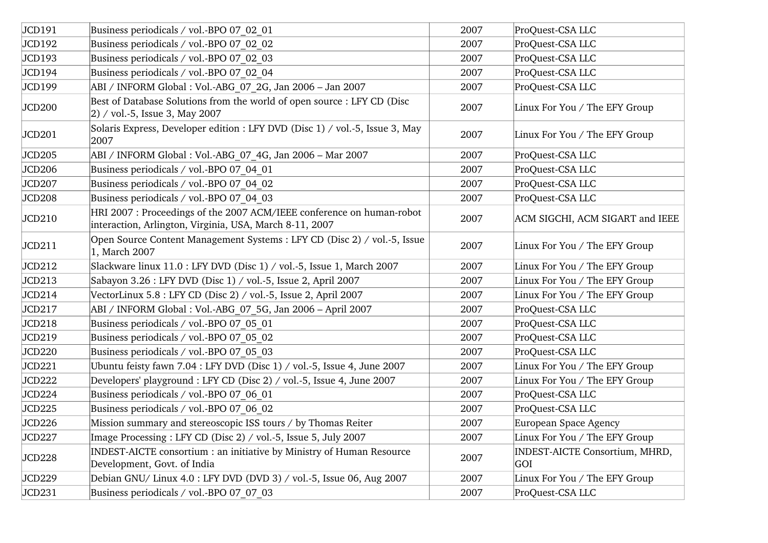| JCD191 | Business periodicals / vol.-BPO 07_02_01 | 2007 | ProQuest-CSA LLC |
|---|---|---|---|
| JCD192 | Business periodicals / vol.-BPO 07_02_02 | 2007 | ProQuest-CSA LLC |
| JCD193 | Business periodicals / vol.-BPO 07_02_03 | 2007 | ProQuest-CSA LLC |
| JCD194 | Business periodicals / vol.-BPO 07_02_04 | 2007 | ProQuest-CSA LLC |
| JCD199 | ABI / INFORM Global : Vol.-ABG_07_2G, Jan 2006 – Jan 2007 | 2007 | ProQuest-CSA LLC |
| JCD200 | Best of Database Solutions from the world of open source : LFY CD (Disc 2) / vol.-5, Issue 3, May 2007 | 2007 | Linux For You / The EFY Group |
| JCD201 | Solaris Express, Developer edition : LFY DVD (Disc 1) / vol.-5, Issue 3, May 2007 | 2007 | Linux For You / The EFY Group |
| JCD205 | ABI / INFORM Global : Vol.-ABG_07_4G, Jan 2006 – Mar 2007 | 2007 | ProQuest-CSA LLC |
| JCD206 | Business periodicals / vol.-BPO 07_04_01 | 2007 | ProQuest-CSA LLC |
| JCD207 | Business periodicals / vol.-BPO 07_04_02 | 2007 | ProQuest-CSA LLC |
| JCD208 | Business periodicals / vol.-BPO 07_04_03 | 2007 | ProQuest-CSA LLC |
| JCD210 | HRI 2007 : Proceedings of the 2007 ACM/IEEE conference on human-robot interaction, Arlington, Virginia, USA, March 8-11, 2007 | 2007 | ACM SIGCHI, ACM SIGART and IEEE |
| JCD211 | Open Source Content Management Systems : LFY CD (Disc 2) / vol.-5, Issue 1, March 2007 | 2007 | Linux For You / The EFY Group |
| JCD212 | Slackware linux 11.0 : LFY DVD (Disc 1) / vol.-5, Issue 1, March 2007 | 2007 | Linux For You / The EFY Group |
| JCD213 | Sabayon 3.26 : LFY DVD (Disc 1) / vol.-5, Issue 2, April 2007 | 2007 | Linux For You / The EFY Group |
| JCD214 | VectorLinux 5.8 : LFY CD (Disc 2) / vol.-5, Issue 2, April 2007 | 2007 | Linux For You / The EFY Group |
| JCD217 | ABI / INFORM Global : Vol.-ABG_07_5G, Jan 2006 – April 2007 | 2007 | ProQuest-CSA LLC |
| JCD218 | Business periodicals / vol.-BPO 07_05_01 | 2007 | ProQuest-CSA LLC |
| JCD219 | Business periodicals / vol.-BPO 07_05_02 | 2007 | ProQuest-CSA LLC |
| JCD220 | Business periodicals / vol.-BPO 07_05_03 | 2007 | ProQuest-CSA LLC |
| JCD221 | Ubuntu feisty fawn 7.04 : LFY DVD (Disc 1) / vol.-5, Issue 4, June 2007 | 2007 | Linux For You / The EFY Group |
| JCD222 | Developers' playground : LFY CD (Disc 2) / vol.-5, Issue 4, June 2007 | 2007 | Linux For You / The EFY Group |
| JCD224 | Business periodicals / vol.-BPO 07_06_01 | 2007 | ProQuest-CSA LLC |
| JCD225 | Business periodicals / vol.-BPO 07_06_02 | 2007 | ProQuest-CSA LLC |
| JCD226 | Mission summary and stereoscopic ISS tours / by Thomas Reiter | 2007 | European Space Agency |
| JCD227 | Image Processing : LFY CD (Disc 2) / vol.-5, Issue 5, July 2007 | 2007 | Linux For You / The EFY Group |
| JCD228 | INDEST-AICTE consortium : an initiative by Ministry of Human Resource Development, Govt. of India | 2007 | INDEST-AICTE Consortium, MHRD, GOI |
| JCD229 | Debian GNU/ Linux 4.0 : LFY DVD (DVD 3) / vol.-5, Issue 06, Aug 2007 | 2007 | Linux For You / The EFY Group |
| JCD231 | Business periodicals / vol.-BPO 07_07_03 | 2007 | ProQuest-CSA LLC |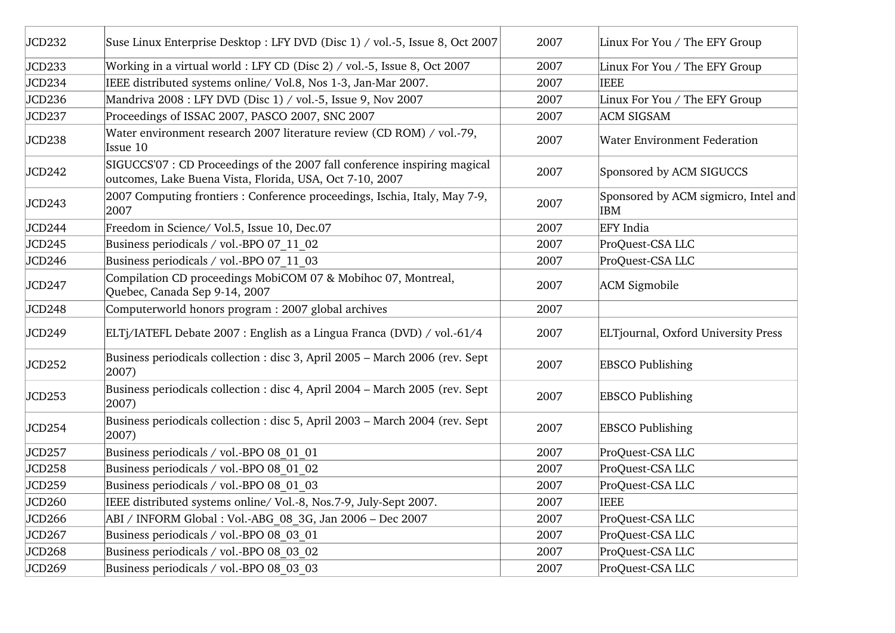| | | | |
|---|---|---|---|
| JCD232 | Suse Linux Enterprise Desktop : LFY DVD (Disc 1) / vol.-5, Issue 8, Oct 2007 | 2007 | Linux For You / The EFY Group |
| JCD233 | Working in a virtual world : LFY CD (Disc 2) / vol.-5, Issue 8, Oct 2007 | 2007 | Linux For You / The EFY Group |
| JCD234 | IEEE distributed systems online/ Vol.8, Nos 1-3, Jan-Mar 2007. | 2007 | IEEE |
| JCD236 | Mandriva 2008 : LFY DVD (Disc 1) / vol.-5, Issue 9, Nov 2007 | 2007 | Linux For You / The EFY Group |
| JCD237 | Proceedings of ISSAC 2007, PASCO 2007, SNC 2007 | 2007 | ACM SIGSAM |
| JCD238 | Water environment research 2007 literature review (CD ROM) / vol.-79, Issue 10 | 2007 | Water Environment Federation |
| JCD242 | SIGUCCS'07 : CD Proceedings of the 2007 fall conference inspiring magical outcomes, Lake Buena Vista, Florida, USA, Oct 7-10, 2007 | 2007 | Sponsored by ACM SIGUCCS |
| JCD243 | 2007 Computing frontiers : Conference proceedings, Ischia, Italy, May 7-9, 2007 | 2007 | Sponsored by ACM sigmicro, Intel and IBM |
| JCD244 | Freedom in Science/ Vol.5, Issue 10, Dec.07 | 2007 | EFY India |
| JCD245 | Business periodicals / vol.-BPO 07_11_02 | 2007 | ProQuest-CSA LLC |
| JCD246 | Business periodicals / vol.-BPO 07_11_03 | 2007 | ProQuest-CSA LLC |
| JCD247 | Compilation CD proceedings MobiCOM 07 & Mobihoc 07, Montreal, Quebec, Canada Sep 9-14, 2007 | 2007 | ACM Sigmobile |
| JCD248 | Computerworld honors program : 2007 global archives | 2007 | |
| JCD249 | ELTj/IATEFL Debate 2007 : English as a Lingua Franca (DVD) / vol.-61/4 | 2007 | ELTjournal, Oxford University Press |
| JCD252 | Business periodicals collection : disc 3, April 2005 – March 2006 (rev. Sept 2007) | 2007 | EBSCO Publishing |
| JCD253 | Business periodicals collection : disc 4, April 2004 – March 2005 (rev. Sept 2007) | 2007 | EBSCO Publishing |
| JCD254 | Business periodicals collection : disc 5, April 2003 – March 2004 (rev. Sept 2007) | 2007 | EBSCO Publishing |
| JCD257 | Business periodicals / vol.-BPO 08_01_01 | 2007 | ProQuest-CSA LLC |
| JCD258 | Business periodicals / vol.-BPO 08_01_02 | 2007 | ProQuest-CSA LLC |
| JCD259 | Business periodicals / vol.-BPO 08_01_03 | 2007 | ProQuest-CSA LLC |
| JCD260 | IEEE distributed systems online/ Vol.-8, Nos.7-9, July-Sept 2007. | 2007 | IEEE |
| JCD266 | ABI / INFORM Global : Vol.-ABG_08_3G, Jan 2006 – Dec 2007 | 2007 | ProQuest-CSA LLC |
| JCD267 | Business periodicals / vol.-BPO 08_03_01 | 2007 | ProQuest-CSA LLC |
| JCD268 | Business periodicals / vol.-BPO 08_03_02 | 2007 | ProQuest-CSA LLC |
| JCD269 | Business periodicals / vol.-BPO 08_03_03 | 2007 | ProQuest-CSA LLC |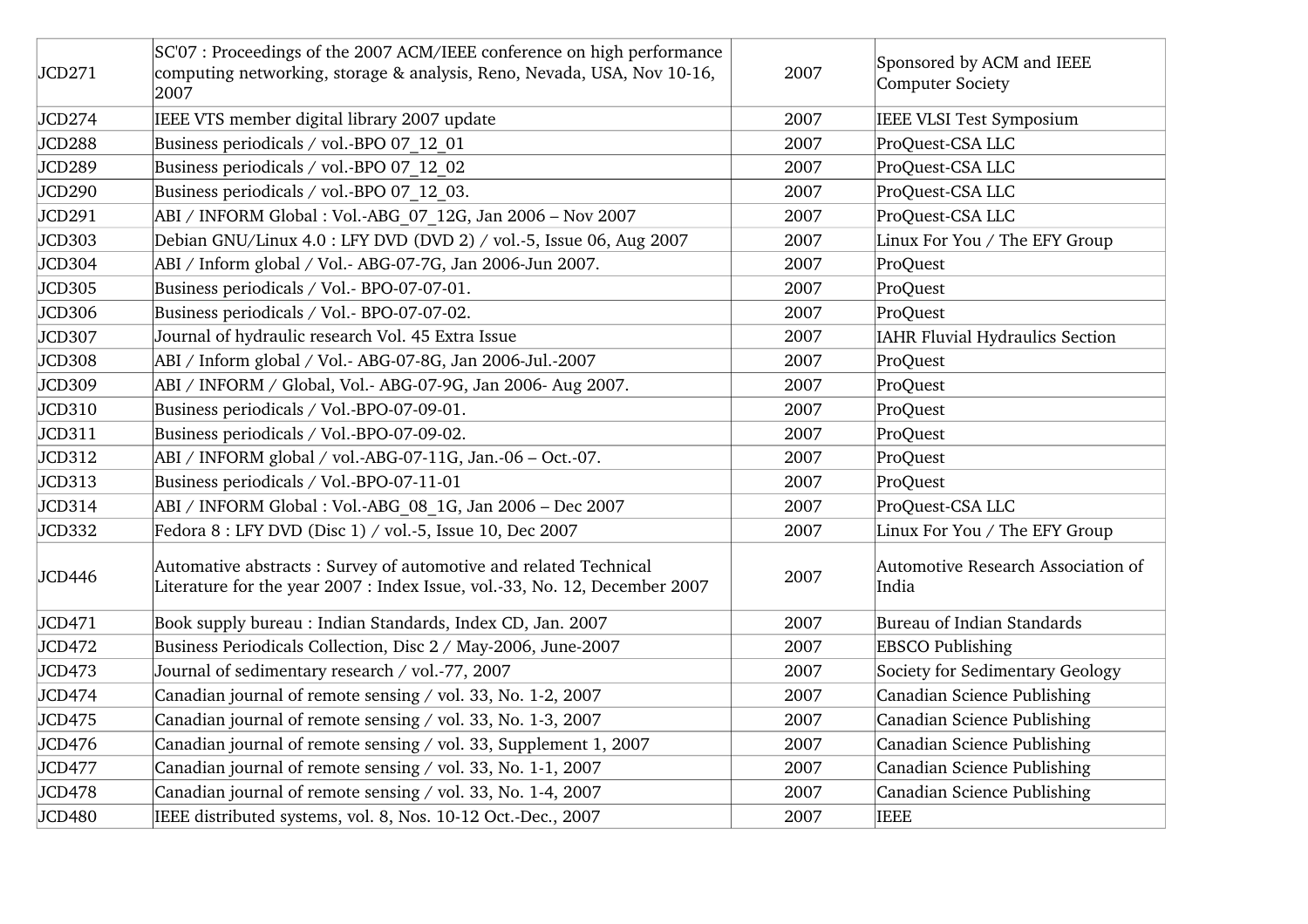| | | | |
|---|---|---|---|
| JCD271 | SC'07 : Proceedings of the 2007 ACM/IEEE conference on high performance computing networking, storage & analysis, Reno, Nevada, USA, Nov 10-16, 2007 | 2007 | Sponsored by ACM and IEEE Computer Society |
| JCD274 | IEEE VTS member digital library 2007 update | 2007 | IEEE VLSI Test Symposium |
| JCD288 | Business periodicals / vol.-BPO 07_12_01 | 2007 | ProQuest-CSA LLC |
| JCD289 | Business periodicals / vol.-BPO 07_12_02 | 2007 | ProQuest-CSA LLC |
| JCD290 | Business periodicals / vol.-BPO 07_12_03. | 2007 | ProQuest-CSA LLC |
| JCD291 | ABI / INFORM Global : Vol.-ABG_07_12G, Jan 2006 – Nov 2007 | 2007 | ProQuest-CSA LLC |
| JCD303 | Debian GNU/Linux 4.0 : LFY DVD (DVD 2) / vol.-5, Issue 06, Aug 2007 | 2007 | Linux For You / The EFY Group |
| JCD304 | ABI / Inform global / Vol.- ABG-07-7G, Jan 2006-Jun 2007. | 2007 | ProQuest |
| JCD305 | Business periodicals / Vol.- BPO-07-07-01. | 2007 | ProQuest |
| JCD306 | Business periodicals / Vol.- BPO-07-07-02. | 2007 | ProQuest |
| JCD307 | Journal of hydraulic research Vol. 45 Extra Issue | 2007 | IAHR Fluvial Hydraulics Section |
| JCD308 | ABI / Inform global / Vol.- ABG-07-8G, Jan 2006-Jul.-2007 | 2007 | ProQuest |
| JCD309 | ABI / INFORM / Global, Vol.- ABG-07-9G, Jan 2006- Aug 2007. | 2007 | ProQuest |
| JCD310 | Business periodicals / Vol.-BPO-07-09-01. | 2007 | ProQuest |
| JCD311 | Business periodicals / Vol.-BPO-07-09-02. | 2007 | ProQuest |
| JCD312 | ABI / INFORM global / vol.-ABG-07-11G, Jan.-06 – Oct.-07. | 2007 | ProQuest |
| JCD313 | Business periodicals / Vol.-BPO-07-11-01 | 2007 | ProQuest |
| JCD314 | ABI / INFORM Global : Vol.-ABG_08_1G, Jan 2006 – Dec 2007 | 2007 | ProQuest-CSA LLC |
| JCD332 | Fedora 8 : LFY DVD (Disc 1) / vol.-5, Issue 10, Dec 2007 | 2007 | Linux For You / The EFY Group |
| JCD446 | Automative abstracts : Survey of automotive and related Technical Literature for the year 2007 : Index Issue, vol.-33, No. 12, December 2007 | 2007 | Automotive Research Association of India |
| JCD471 | Book supply bureau : Indian Standards, Index CD, Jan. 2007 | 2007 | Bureau of Indian Standards |
| JCD472 | Business Periodicals Collection, Disc 2 / May-2006, June-2007 | 2007 | EBSCO Publishing |
| JCD473 | Journal of sedimentary research / vol.-77, 2007 | 2007 | Society for Sedimentary Geology |
| JCD474 | Canadian journal of remote sensing / vol. 33, No. 1-2, 2007 | 2007 | Canadian Science Publishing |
| JCD475 | Canadian journal of remote sensing / vol. 33, No. 1-3, 2007 | 2007 | Canadian Science Publishing |
| JCD476 | Canadian journal of remote sensing / vol. 33, Supplement 1, 2007 | 2007 | Canadian Science Publishing |
| JCD477 | Canadian journal of remote sensing / vol. 33, No. 1-1, 2007 | 2007 | Canadian Science Publishing |
| JCD478 | Canadian journal of remote sensing / vol. 33, No. 1-4, 2007 | 2007 | Canadian Science Publishing |
| JCD480 | IEEE distributed systems, vol. 8, Nos. 10-12 Oct.-Dec., 2007 | 2007 | IEEE |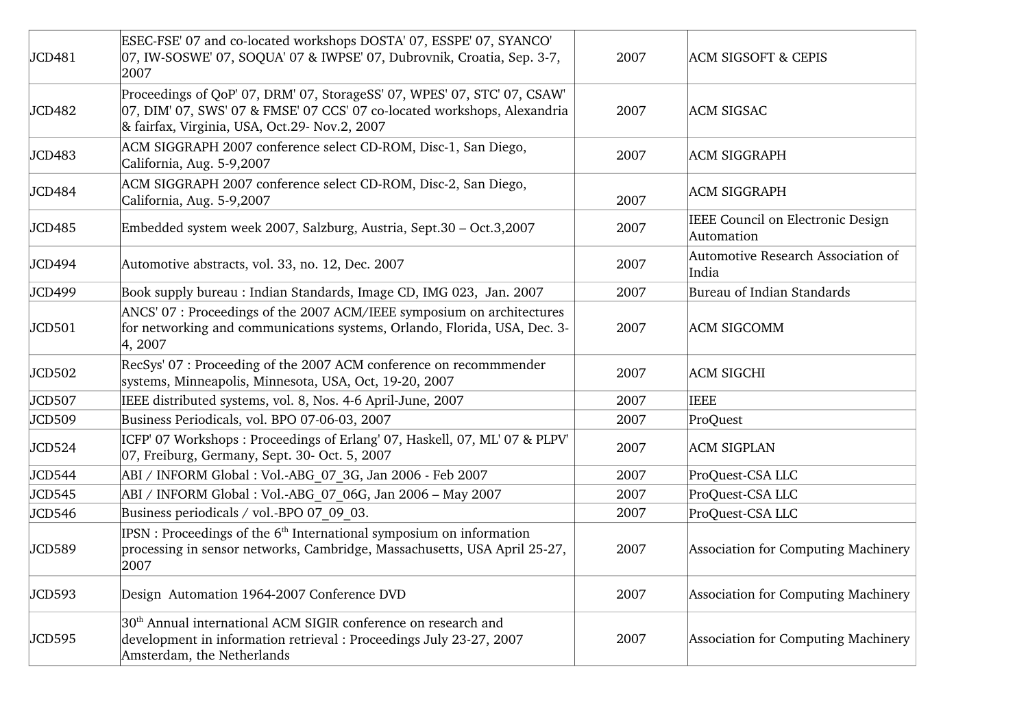| JCD481 | ESEC-FSE' 07 and co-located workshops DOSTA' 07, ESSPE' 07, SYANCO' 07, IW-SOSWE' 07, SOQUA' 07 & IWPSE' 07, Dubrovnik, Croatia, Sep. 3-7, 2007 | 2007 | ACM SIGSOFT & CEPIS |
|---|---|---|---|
| JCD482 | Proceedings of QoP' 07, DRM' 07, StorageSS' 07, WPES' 07, STC' 07, CSAW' 07, DIM' 07, SWS' 07 & FMSE' 07 CCS' 07 co-located workshops, Alexandria & fairfax, Virginia, USA, Oct.29- Nov.2, 2007 | 2007 | ACM SIGSAC |
| JCD483 | ACM SIGGRAPH 2007 conference select CD-ROM, Disc-1, San Diego, California, Aug. 5-9,2007 | 2007 | ACM SIGGRAPH |
| JCD484 | ACM SIGGRAPH 2007 conference select CD-ROM, Disc-2, San Diego, California, Aug. 5-9,2007 | 2007 | ACM SIGGRAPH |
| JCD485 | Embedded system week 2007, Salzburg, Austria, Sept.30 – Oct.3,2007 | 2007 | IEEE Council on Electronic Design Automation |
| JCD494 | Automotive abstracts, vol. 33, no. 12, Dec. 2007 | 2007 | Automotive Research Association of India |
| JCD499 | Book supply bureau : Indian Standards, Image CD, IMG 023, Jan. 2007 | 2007 | Bureau of Indian Standards |
| JCD501 | ANCS' 07 : Proceedings of the 2007 ACM/IEEE symposium on architectures for networking and communications systems, Orlando, Florida, USA, Dec. 3-4, 2007 | 2007 | ACM SIGCOMM |
| JCD502 | RecSys' 07 : Proceeding of the 2007 ACM conference on recommmender systems, Minneapolis, Minnesota, USA, Oct, 19-20, 2007 | 2007 | ACM SIGCHI |
| JCD507 | IEEE distributed systems, vol. 8, Nos. 4-6 April-June, 2007 | 2007 | IEEE |
| JCD509 | Business Periodicals, vol. BPO 07-06-03, 2007 | 2007 | ProQuest |
| JCD524 | ICFP' 07 Workshops : Proceedings of Erlang' 07, Haskell, 07, ML' 07 & PLPV' 07, Freiburg, Germany, Sept. 30- Oct. 5, 2007 | 2007 | ACM SIGPLAN |
| JCD544 | ABI / INFORM Global : Vol.-ABG_07_3G, Jan 2006 - Feb 2007 | 2007 | ProQuest-CSA LLC |
| JCD545 | ABI / INFORM Global : Vol.-ABG_07_06G, Jan 2006 – May 2007 | 2007 | ProQuest-CSA LLC |
| JCD546 | Business periodicals / vol.-BPO 07_09_03. | 2007 | ProQuest-CSA LLC |
| JCD589 | IPSN : Proceedings of the 6th International symposium on information processing in sensor networks, Cambridge, Massachusetts, USA April 25-27, 2007 | 2007 | Association for Computing Machinery |
| JCD593 | Design Automation 1964-2007 Conference DVD | 2007 | Association for Computing Machinery |
| JCD595 | 30th Annual international ACM SIGIR conference on research and development in information retrieval : Proceedings July 23-27, 2007 Amsterdam, the Netherlands | 2007 | Association for Computing Machinery |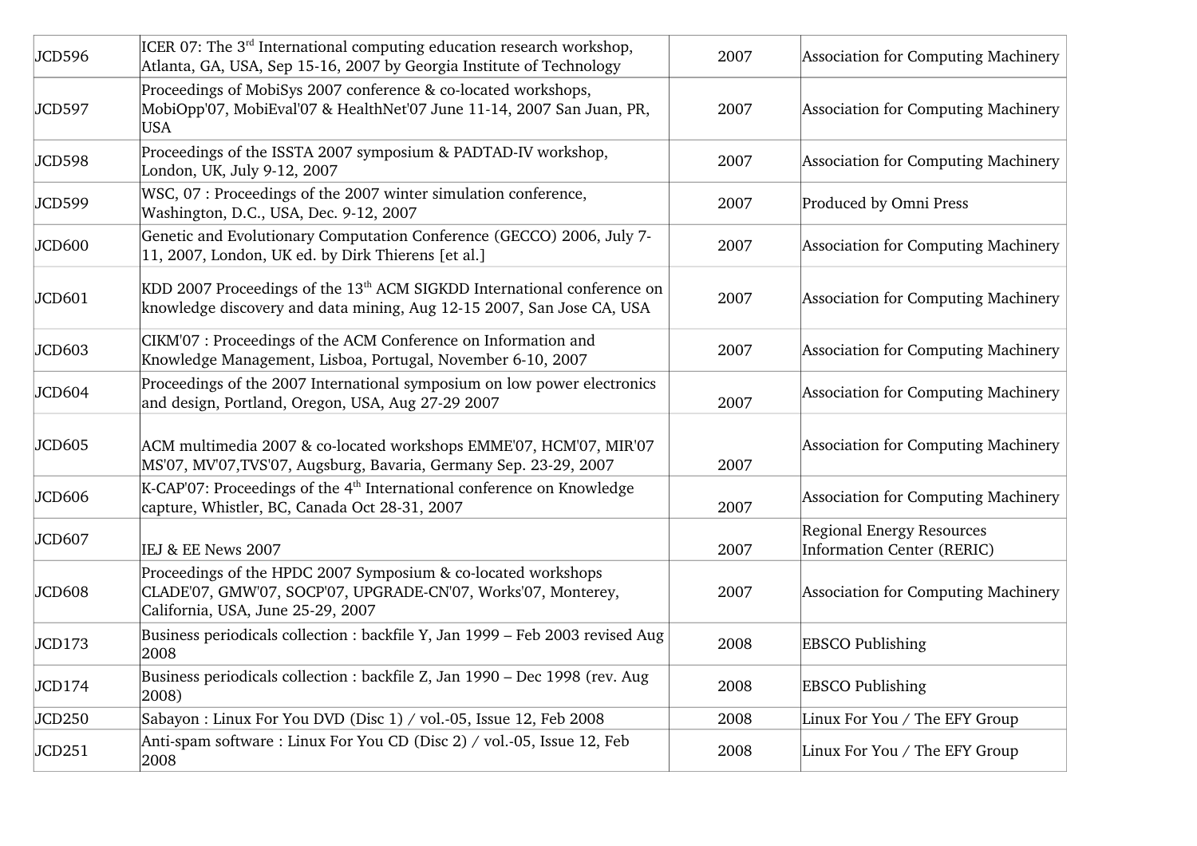| JCD596 | ICER 07: The 3rd International computing education research workshop, Atlanta, GA, USA, Sep 15-16, 2007 by Georgia Institute of Technology | 2007 | Association for Computing Machinery |
|---|---|---|---|
| JCD597 | Proceedings of MobiSys 2007 conference & co-located workshops, MobiOpp'07, MobiEval'07 & HealthNet'07 June 11-14, 2007 San Juan, PR, USA | 2007 | Association for Computing Machinery |
| JCD598 | Proceedings of the ISSTA 2007 symposium & PADTAD-IV workshop, London, UK, July 9-12, 2007 | 2007 | Association for Computing Machinery |
| JCD599 | WSC, 07 : Proceedings of the 2007 winter simulation conference, Washington, D.C., USA, Dec. 9-12, 2007 | 2007 | Produced by Omni Press |
| JCD600 | Genetic and Evolutionary Computation Conference (GECCO) 2006, July 7-11, 2007, London, UK ed. by Dirk Thierens [et al.] | 2007 | Association for Computing Machinery |
| JCD601 | KDD 2007 Proceedings of the 13th ACM SIGKDD International conference on knowledge discovery and data mining, Aug 12-15 2007, San Jose CA, USA | 2007 | Association for Computing Machinery |
| JCD603 | CIKM'07 : Proceedings of the ACM Conference on Information and Knowledge Management, Lisboa, Portugal, November 6-10, 2007 | 2007 | Association for Computing Machinery |
| JCD604 | Proceedings of the 2007 International symposium on low power electronics and design, Portland, Oregon, USA, Aug 27-29 2007 | 2007 | Association for Computing Machinery |
| JCD605 | ACM multimedia 2007 & co-located workshops EMME'07, HCM'07, MIR'07 MS'07, MV'07,TVS'07, Augsburg, Bavaria, Germany Sep. 23-29, 2007 | 2007 | Association for Computing Machinery |
| JCD606 | K-CAP'07: Proceedings of the 4th International conference on Knowledge capture, Whistler, BC, Canada Oct 28-31, 2007 | 2007 | Association for Computing Machinery |
| JCD607 | IEJ & EE News 2007 | 2007 | Regional Energy Resources Information Center (RERIC) |
| JCD608 | Proceedings of the HPDC 2007 Symposium & co-located workshops CLADE'07, GMW'07, SOCP'07, UPGRADE-CN'07, Works'07, Monterey, California, USA, June 25-29, 2007 | 2007 | Association for Computing Machinery |
| JCD173 | Business periodicals collection : backfile Y, Jan 1999 – Feb 2003 revised Aug 2008 | 2008 | EBSCO Publishing |
| JCD174 | Business periodicals collection : backfile Z, Jan 1990 – Dec 1998 (rev. Aug 2008) | 2008 | EBSCO Publishing |
| JCD250 | Sabayon : Linux For You DVD (Disc 1) / vol.-05, Issue 12, Feb 2008 | 2008 | Linux For You / The EFY Group |
| JCD251 | Anti-spam software : Linux For You CD (Disc 2) / vol.-05, Issue 12, Feb 2008 | 2008 | Linux For You / The EFY Group |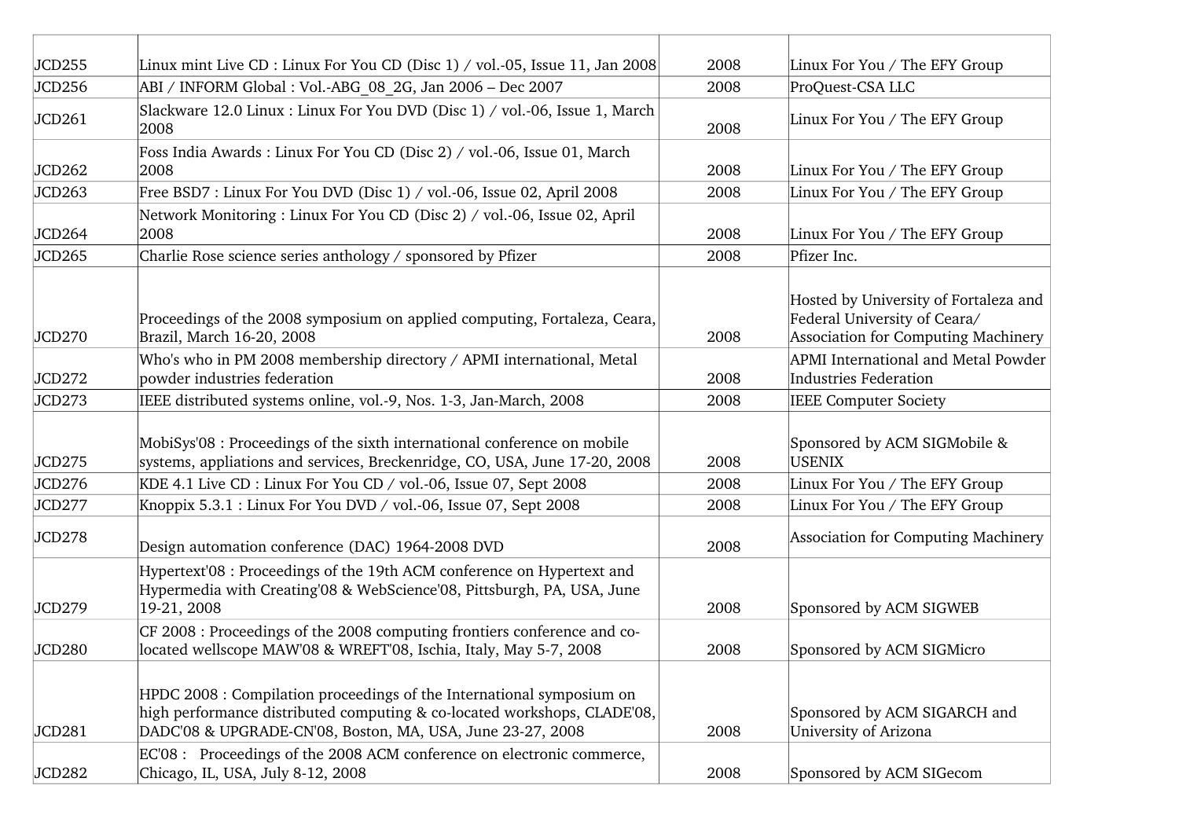| | | | |
|---|---|---|---|
| JCD255 | Linux mint Live CD : Linux For You CD (Disc 1) / vol.-05, Issue 11, Jan 2008 | 2008 | Linux For You / The EFY Group |
| JCD256 | ABI / INFORM Global : Vol.-ABG_08_2G, Jan 2006 – Dec 2007 | 2008 | ProQuest-CSA LLC |
| JCD261 | Slackware 12.0 Linux : Linux For You DVD (Disc 1) / vol.-06, Issue 1, March 2008 | 2008 | Linux For You / The EFY Group |
| JCD262 | Foss India Awards : Linux For You CD (Disc 2) / vol.-06, Issue 01, March 2008 | 2008 | Linux For You / The EFY Group |
| JCD263 | Free BSD7 : Linux For You DVD (Disc 1) / vol.-06, Issue 02, April 2008 | 2008 | Linux For You / The EFY Group |
| JCD264 | Network Monitoring : Linux For You CD (Disc 2) / vol.-06, Issue 02, April 2008 | 2008 | Linux For You / The EFY Group |
| JCD265 | Charlie Rose science series anthology / sponsored by Pfizer | 2008 | Pfizer Inc. |
| JCD270 | Proceedings of the 2008 symposium on applied computing, Fortaleza, Ceara, Brazil, March 16-20, 2008 | 2008 | Hosted by University of Fortaleza and Federal University of Ceara/ Association for Computing Machinery |
| JCD272 | Who's who in PM 2008 membership directory / APMI international, Metal powder industries federation | 2008 | APMI International and Metal Powder Industries Federation |
| JCD273 | IEEE distributed systems online, vol.-9, Nos. 1-3, Jan-March, 2008 | 2008 | IEEE Computer Society |
| JCD275 | MobiSys'08 : Proceedings of the sixth international conference on mobile systems, appliations and services, Breckenridge, CO, USA, June 17-20, 2008 | 2008 | Sponsored by ACM SIGMobile & USENIX |
| JCD276 | KDE 4.1 Live CD : Linux For You CD / vol.-06, Issue 07, Sept 2008 | 2008 | Linux For You / The EFY Group |
| JCD277 | Knoppix 5.3.1 : Linux For You DVD / vol.-06, Issue 07, Sept 2008 | 2008 | Linux For You / The EFY Group |
| JCD278 | Design automation conference (DAC) 1964-2008 DVD | 2008 | Association for Computing Machinery |
| JCD279 | Hypertext'08 : Proceedings of the 19th ACM conference on Hypertext and Hypermedia with Creating'08 & WebScience'08, Pittsburgh, PA, USA, June 19-21, 2008 | 2008 | Sponsored by ACM SIGWEB |
| JCD280 | CF 2008 : Proceedings of the 2008 computing frontiers conference and co-located wellscope MAW'08 & WREFT'08, Ischia, Italy, May 5-7, 2008 | 2008 | Sponsored by ACM SIGMicro |
| JCD281 | HPDC 2008 : Compilation proceedings of the International symposium on high performance distributed computing & co-located workshops, CLADE'08, DADC'08 & UPGRADE-CN'08, Boston, MA, USA, June 23-27, 2008 | 2008 | Sponsored by ACM SIGARCH and University of Arizona |
| JCD282 | EC'08 : Proceedings of the 2008 ACM conference on electronic commerce, Chicago, IL, USA, July 8-12, 2008 | 2008 | Sponsored by ACM SIGecom |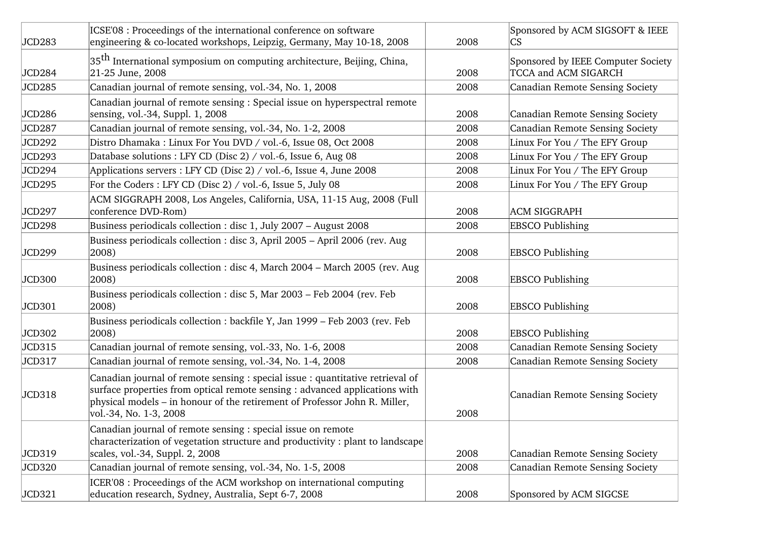| JCD283 | ICSE'08 : Proceedings of the international conference on software engineering & co-located workshops, Leipzig, Germany, May 10-18, 2008 | 2008 | Sponsored by ACM SIGSOFT & IEEE CS |
|---|---|---|---|
| JCD284 | 35th International symposium on computing architecture, Beijing, China, 21-25 June, 2008 | 2008 | Sponsored by IEEE Computer Society TCCA and ACM SIGARCH |
| JCD285 | Canadian journal of remote sensing, vol.-34, No. 1, 2008 | 2008 | Canadian Remote Sensing Society |
| JCD286 | Canadian journal of remote sensing : Special issue on hyperspectral remote sensing, vol.-34, Suppl. 1, 2008 | 2008 | Canadian Remote Sensing Society |
| JCD287 | Canadian journal of remote sensing, vol.-34, No. 1-2, 2008 | 2008 | Canadian Remote Sensing Society |
| JCD292 | Distro Dhamaka : Linux For You DVD / vol.-6, Issue 08, Oct 2008 | 2008 | Linux For You / The EFY Group |
| JCD293 | Database solutions : LFY CD (Disc 2) / vol.-6, Issue 6, Aug 08 | 2008 | Linux For You / The EFY Group |
| JCD294 | Applications servers : LFY CD (Disc 2) / vol.-6, Issue 4, June 2008 | 2008 | Linux For You / The EFY Group |
| JCD295 | For the Coders : LFY CD (Disc 2) / vol.-6, Issue 5, July 08 | 2008 | Linux For You / The EFY Group |
| JCD297 | ACM SIGGRAPH 2008, Los Angeles, California, USA, 11-15 Aug, 2008 (Full conference DVD-Rom) | 2008 | ACM SIGGRAPH |
| JCD298 | Business periodicals collection : disc 1, July 2007 – August 2008 | 2008 | EBSCO Publishing |
| JCD299 | Business periodicals collection : disc 3, April 2005 – April 2006 (rev. Aug 2008) | 2008 | EBSCO Publishing |
| JCD300 | Business periodicals collection : disc 4, March 2004 – March 2005 (rev. Aug 2008) | 2008 | EBSCO Publishing |
| JCD301 | Business periodicals collection : disc 5, Mar 2003 – Feb 2004 (rev. Feb 2008) | 2008 | EBSCO Publishing |
| JCD302 | Business periodicals collection : backfile Y, Jan 1999 – Feb 2003 (rev. Feb 2008) | 2008 | EBSCO Publishing |
| JCD315 | Canadian journal of remote sensing, vol.-33, No. 1-6, 2008 | 2008 | Canadian Remote Sensing Society |
| JCD317 | Canadian journal of remote sensing, vol.-34, No. 1-4, 2008 | 2008 | Canadian Remote Sensing Society |
| JCD318 | Canadian journal of remote sensing : special issue : quantitative retrieval of surface properties from optical remote sensing : advanced applications with physical models – in honour of the retirement of Professor John R. Miller, vol.-34, No. 1-3, 2008 | 2008 | Canadian Remote Sensing Society |
| JCD319 | Canadian journal of remote sensing : special issue on remote characterization of vegetation structure and productivity : plant to landscape scales, vol.-34, Suppl. 2, 2008 | 2008 | Canadian Remote Sensing Society |
| JCD320 | Canadian journal of remote sensing, vol.-34, No. 1-5, 2008 | 2008 | Canadian Remote Sensing Society |
| JCD321 | ICER'08 : Proceedings of the ACM workshop on international computing education research, Sydney, Australia, Sept 6-7, 2008 | 2008 | Sponsored by ACM SIGCSE |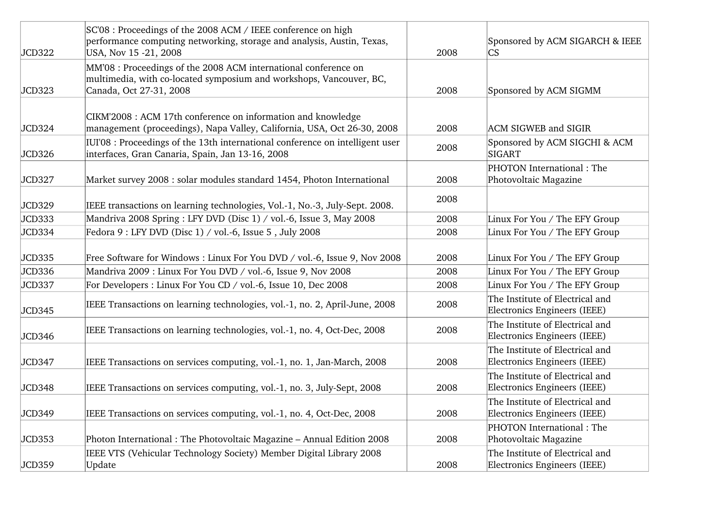| | | | |
|---|---|---|---|
| JCD322 | SC'08 : Proceedings of the 2008 ACM / IEEE conference on high performance computing networking, storage and analysis, Austin, Texas, USA, Nov 15 -21, 2008 | 2008 | Sponsored by ACM SIGARCH & IEEE CS |
| JCD323 | MM'08 : Proceedings of the 2008 ACM international conference on multimedia, with co-located symposium and workshops, Vancouver, BC, Canada, Oct 27-31, 2008 | 2008 | Sponsored by ACM SIGMM |
| JCD324 | CIKM'2008 : ACM 17th conference on information and knowledge management (proceedings), Napa Valley, California, USA, Oct 26-30, 2008 | 2008 | ACM SIGWEB and SIGIR |
| JCD326 | IUI'08 : Proceedings of the 13th international conference on intelligent user interfaces, Gran Canaria, Spain, Jan 13-16, 2008 | 2008 | Sponsored by ACM SIGCHI & ACM SIGART |
| JCD327 | Market survey 2008 : solar modules standard 1454, Photon International | 2008 | PHOTON International : The Photovoltaic Magazine |
| JCD329 | IEEE transactions on learning technologies, Vol.-1, No.-3, July-Sept. 2008. | 2008 | |
| JCD333 | Mandriva 2008 Spring : LFY DVD (Disc 1) / vol.-6, Issue 3, May 2008 | 2008 | Linux For You / The EFY Group |
| JCD334 | Fedora 9 : LFY DVD (Disc 1) / vol.-6, Issue 5 , July 2008 | 2008 | Linux For You / The EFY Group |
| JCD335 | Free Software for Windows : Linux For You DVD / vol.-6, Issue 9, Nov 2008 | 2008 | Linux For You / The EFY Group |
| JCD336 | Mandriva 2009 : Linux For You DVD / vol.-6, Issue 9, Nov 2008 | 2008 | Linux For You / The EFY Group |
| JCD337 | For Developers : Linux For You CD / vol.-6, Issue 10, Dec 2008 | 2008 | Linux For You / The EFY Group |
| JCD345 | IEEE Transactions on learning technologies, vol.-1, no. 2, April-June, 2008 | 2008 | The Institute of Electrical and Electronics Engineers (IEEE) |
| JCD346 | IEEE Transactions on learning technologies, vol.-1, no. 4, Oct-Dec, 2008 | 2008 | The Institute of Electrical and Electronics Engineers (IEEE) |
| JCD347 | IEEE Transactions on services computing, vol.-1, no. 1, Jan-March, 2008 | 2008 | The Institute of Electrical and Electronics Engineers (IEEE) |
| JCD348 | IEEE Transactions on services computing, vol.-1, no. 3, July-Sept, 2008 | 2008 | The Institute of Electrical and Electronics Engineers (IEEE) |
| JCD349 | IEEE Transactions on services computing, vol.-1, no. 4, Oct-Dec, 2008 | 2008 | The Institute of Electrical and Electronics Engineers (IEEE) |
| JCD353 | Photon International : The Photovoltaic Magazine – Annual Edition 2008 | 2008 | PHOTON International : The Photovoltaic Magazine |
| JCD359 | IEEE VTS (Vehicular Technology Society) Member Digital Library 2008 Update | 2008 | The Institute of Electrical and Electronics Engineers (IEEE) |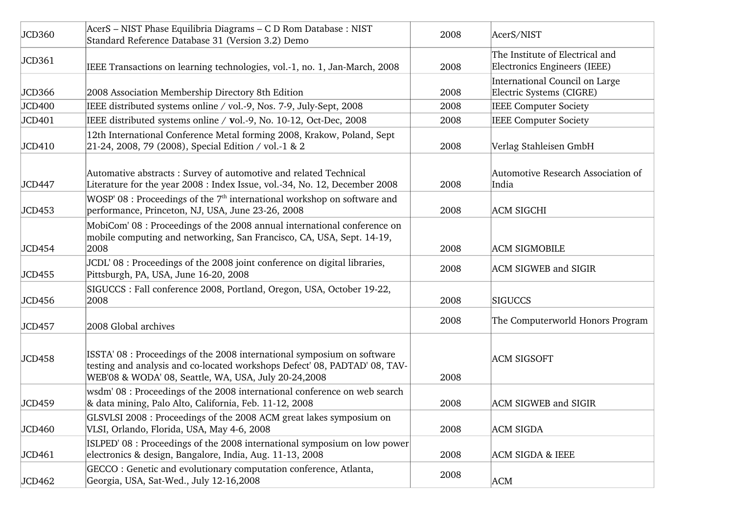| | | | |
|---|---|---|---|
| JCD360 | AcerS – NIST Phase Equilibria Diagrams – C D Rom Database : NIST Standard Reference Database 31 (Version 3.2) Demo | 2008 | AcerS/NIST |
| JCD361 | IEEE Transactions on learning technologies, vol.-1, no. 1, Jan-March, 2008 | 2008 | The Institute of Electrical and Electronics Engineers (IEEE) |
| JCD366 | 2008 Association Membership Directory 8th Edition | 2008 | International Council on Large Electric Systems (CIGRE) |
| JCD400 | IEEE distributed systems online / vol.-9, Nos. 7-9, July-Sept, 2008 | 2008 | IEEE Computer Society |
| JCD401 | IEEE distributed systems online / **v**ol.-9, No. 10-12, Oct-Dec, 2008 | 2008 | IEEE Computer Society |
| JCD410 | 12th International Conference Metal forming 2008, Krakow, Poland, Sept 21-24, 2008, 79 (2008), Special Edition / vol.-1 & 2 | 2008 | Verlag Stahleisen GmbH |
| JCD447 | Automative abstracts : Survey of automotive and related Technical Literature for the year 2008 : Index Issue, vol.-34, No. 12, December 2008 | 2008 | Automotive Research Association of India |
| JCD453 | WOSP' 08 : Proceedings of the 7th international workshop on software and performance, Princeton, NJ, USA, June 23-26, 2008 | 2008 | ACM SIGCHI |
| JCD454 | MobiCom' 08 : Proceedings of the 2008 annual international conference on mobile computing and networking, San Francisco, CA, USA, Sept. 14-19, 2008 | 2008 | ACM SIGMOBILE |
| JCD455 | JCDL' 08 : Proceedings of the 2008 joint conference on digital libraries, Pittsburgh, PA, USA, June 16-20, 2008 | 2008 | ACM SIGWEB and SIGIR |
| JCD456 | SIGUCCS : Fall conference 2008, Portland, Oregon, USA, October 19-22, 2008 | 2008 | SIGUCCS |
| JCD457 | 2008 Global archives | 2008 | The Computerworld Honors Program |
| JCD458 | ISSTA' 08 : Proceedings of the 2008 international symposium on software testing and analysis and co-located workshops Defect' 08, PADTAD' 08, TAV-WEB'08 & WODA' 08, Seattle, WA, USA, July 20-24,2008 | 2008 | ACM SIGSOFT |
| JCD459 | wsdm' 08 : Proceedings of the 2008 international conference on web search & data mining, Palo Alto, California, Feb. 11-12, 2008 | 2008 | ACM SIGWEB and SIGIR |
| JCD460 | GLSVLSI 2008 : Proceedings of the 2008 ACM great lakes symposium on VLSI, Orlando, Florida, USA, May 4-6, 2008 | 2008 | ACM SIGDA |
| JCD461 | ISLPED' 08 : Proceedings of the 2008 international symposium on low power electronics & design, Bangalore, India, Aug. 11-13, 2008 | 2008 | ACM SIGDA & IEEE |
| JCD462 | GECCO : Genetic and evolutionary computation conference, Atlanta, Georgia, USA, Sat-Wed., July 12-16,2008 | 2008 | ACM |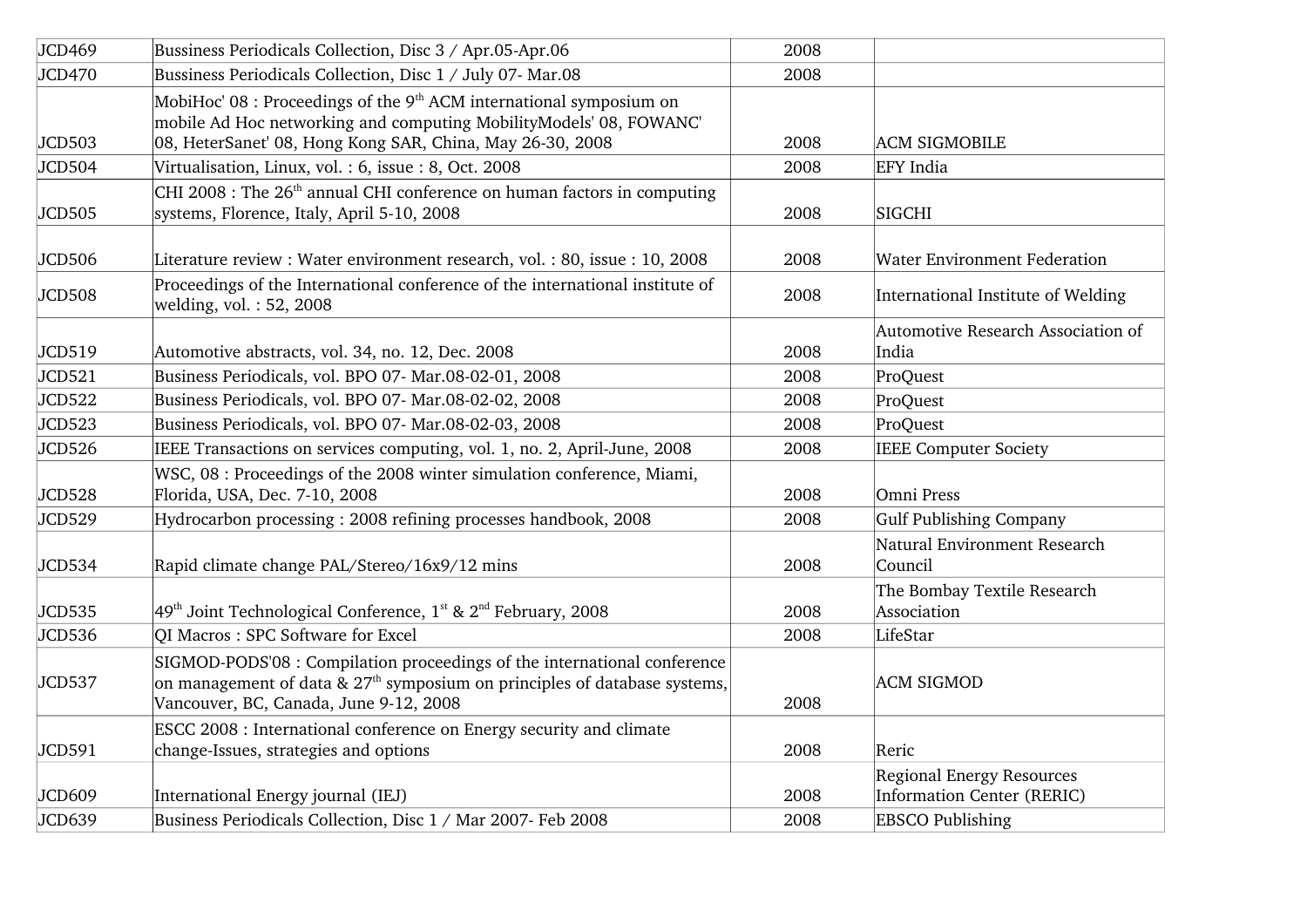| | | | |
|---|---|---|---|
| JCD469 | Bussiness Periodicals Collection, Disc 3 / Apr.05-Apr.06 | 2008 | |
| JCD470 | Bussiness Periodicals Collection, Disc 1 / July 07- Mar.08 | 2008 | |
| JCD503 | MobiHoc' 08 : Proceedings of the 9th ACM international symposium on mobile Ad Hoc networking and computing MobilityModels' 08, FOWANC' 08, HeterSanet' 08, Hong Kong SAR, China, May 26-30, 2008 | 2008 | ACM SIGMOBILE |
| JCD504 | Virtualisation, Linux, vol. : 6, issue : 8, Oct. 2008 | 2008 | EFY India |
| JCD505 | CHI 2008 : The 26th annual CHI conference on human factors in computing systems, Florence, Italy, April 5-10, 2008 | 2008 | SIGCHI |
| JCD506 | Literature review : Water environment research, vol. : 80, issue : 10, 2008 | 2008 | Water Environment Federation |
| JCD508 | Proceedings of the International conference of the international institute of welding, vol. : 52, 2008 | 2008 | International Institute of Welding |
| JCD519 | Automotive abstracts, vol. 34, no. 12, Dec. 2008 | 2008 | Automotive Research Association of India |
| JCD521 | Business Periodicals, vol. BPO 07- Mar.08-02-01, 2008 | 2008 | ProQuest |
| JCD522 | Business Periodicals, vol. BPO 07- Mar.08-02-02, 2008 | 2008 | ProQuest |
| JCD523 | Business Periodicals, vol. BPO 07- Mar.08-02-03, 2008 | 2008 | ProQuest |
| JCD526 | IEEE Transactions on services computing, vol. 1, no. 2, April-June, 2008 | 2008 | IEEE Computer Society |
| JCD528 | WSC, 08 : Proceedings of the 2008 winter simulation conference, Miami, Florida, USA, Dec. 7-10, 2008 | 2008 | Omni Press |
| JCD529 | Hydrocarbon processing : 2008 refining processes handbook, 2008 | 2008 | Gulf Publishing Company |
| JCD534 | Rapid climate change PAL/Stereo/16x9/12 mins | 2008 | Natural Environment Research Council |
| JCD535 | 49th Joint Technological Conference, 1st & 2nd February, 2008 | 2008 | The Bombay Textile Research Association |
| JCD536 | QI Macros : SPC Software for Excel | 2008 | LifeStar |
| JCD537 | SIGMOD-PODS'08 : Compilation proceedings of the international conference on management of data & 27th symposium on principles of database systems, Vancouver, BC, Canada, June 9-12, 2008 | 2008 | ACM SIGMOD |
| JCD591 | ESCC 2008 : International conference on Energy security and climate change-Issues, strategies and options | 2008 | Reric |
| JCD609 | International Energy journal (IEJ) | 2008 | Regional Energy Resources Information Center (RERIC) |
| JCD639 | Business Periodicals Collection, Disc 1 / Mar 2007- Feb 2008 | 2008 | EBSCO Publishing |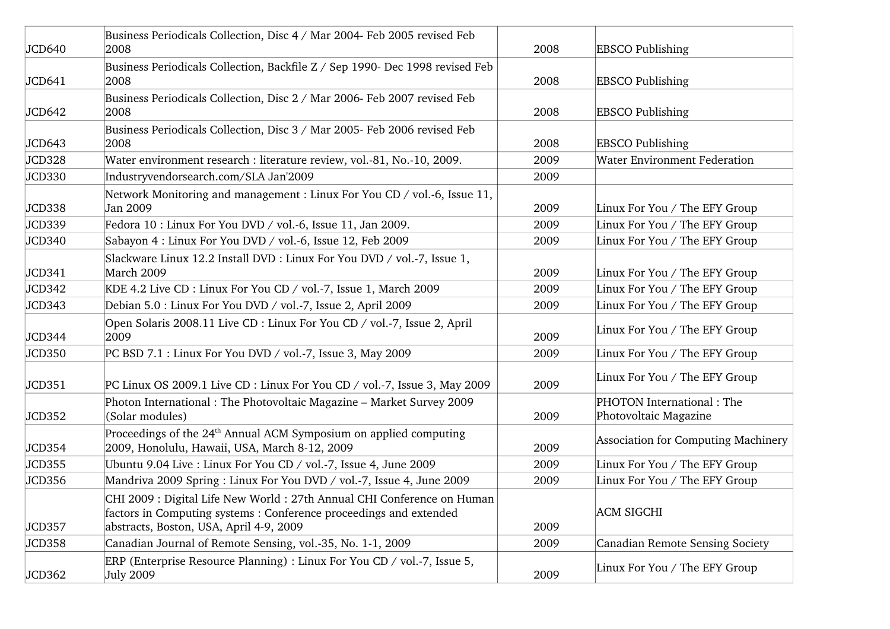| | | | |
|---|---|---|---|
| JCD640 | Business Periodicals Collection, Disc 4 / Mar 2004- Feb 2005 revised Feb 2008 | 2008 | EBSCO Publishing |
| JCD641 | Business Periodicals Collection, Backfile Z / Sep 1990- Dec 1998 revised Feb 2008 | 2008 | EBSCO Publishing |
| JCD642 | Business Periodicals Collection, Disc 2 / Mar 2006- Feb 2007 revised Feb 2008 | 2008 | EBSCO Publishing |
| JCD643 | Business Periodicals Collection, Disc 3 / Mar 2005- Feb 2006 revised Feb 2008 | 2008 | EBSCO Publishing |
| JCD328 | Water environment research : literature review, vol.-81, No.-10, 2009. | 2009 | Water Environment Federation |
| JCD330 | Industryvendorsearch.com/SLA Jan'2009 | 2009 | |
| JCD338 | Network Monitoring and management : Linux For You CD / vol.-6, Issue 11, Jan 2009 | 2009 | Linux For You / The EFY Group |
| JCD339 | Fedora 10 : Linux For You DVD / vol.-6, Issue 11, Jan 2009. | 2009 | Linux For You / The EFY Group |
| JCD340 | Sabayon 4 : Linux For You DVD / vol.-6, Issue 12, Feb 2009 | 2009 | Linux For You / The EFY Group |
| JCD341 | Slackware Linux 12.2 Install DVD : Linux For You DVD / vol.-7, Issue 1, March 2009 | 2009 | Linux For You / The EFY Group |
| JCD342 | KDE 4.2 Live CD : Linux For You CD / vol.-7, Issue 1, March 2009 | 2009 | Linux For You / The EFY Group |
| JCD343 | Debian 5.0 : Linux For You DVD / vol.-7, Issue 2, April 2009 | 2009 | Linux For You / The EFY Group |
| JCD344 | Open Solaris 2008.11 Live CD : Linux For You CD / vol.-7, Issue 2, April 2009 | 2009 | Linux For You / The EFY Group |
| JCD350 | PC BSD 7.1 : Linux For You DVD / vol.-7, Issue 3, May 2009 | 2009 | Linux For You / The EFY Group |
| JCD351 | PC Linux OS 2009.1 Live CD : Linux For You CD / vol.-7, Issue 3, May 2009 | 2009 | Linux For You / The EFY Group |
| JCD352 | Photon International : The Photovoltaic Magazine – Market Survey 2009 (Solar modules) | 2009 | PHOTON International : The Photovoltaic Magazine |
| JCD354 | Proceedings of the 24th Annual ACM Symposium on applied computing 2009, Honolulu, Hawaii, USA, March 8-12, 2009 | 2009 | Association for Computing Machinery |
| JCD355 | Ubuntu 9.04 Live : Linux For You CD / vol.-7, Issue 4, June 2009 | 2009 | Linux For You / The EFY Group |
| JCD356 | Mandriva 2009 Spring : Linux For You DVD / vol.-7, Issue 4, June 2009 | 2009 | Linux For You / The EFY Group |
| JCD357 | CHI 2009 : Digital Life New World : 27th Annual CHI Conference on Human factors in Computing systems : Conference proceedings and extended abstracts, Boston, USA, April 4-9, 2009 | 2009 | ACM SIGCHI |
| JCD358 | Canadian Journal of Remote Sensing, vol.-35, No. 1-1, 2009 | 2009 | Canadian Remote Sensing Society |
| JCD362 | ERP (Enterprise Resource Planning) : Linux For You CD / vol.-7, Issue 5, July 2009 | 2009 | Linux For You / The EFY Group |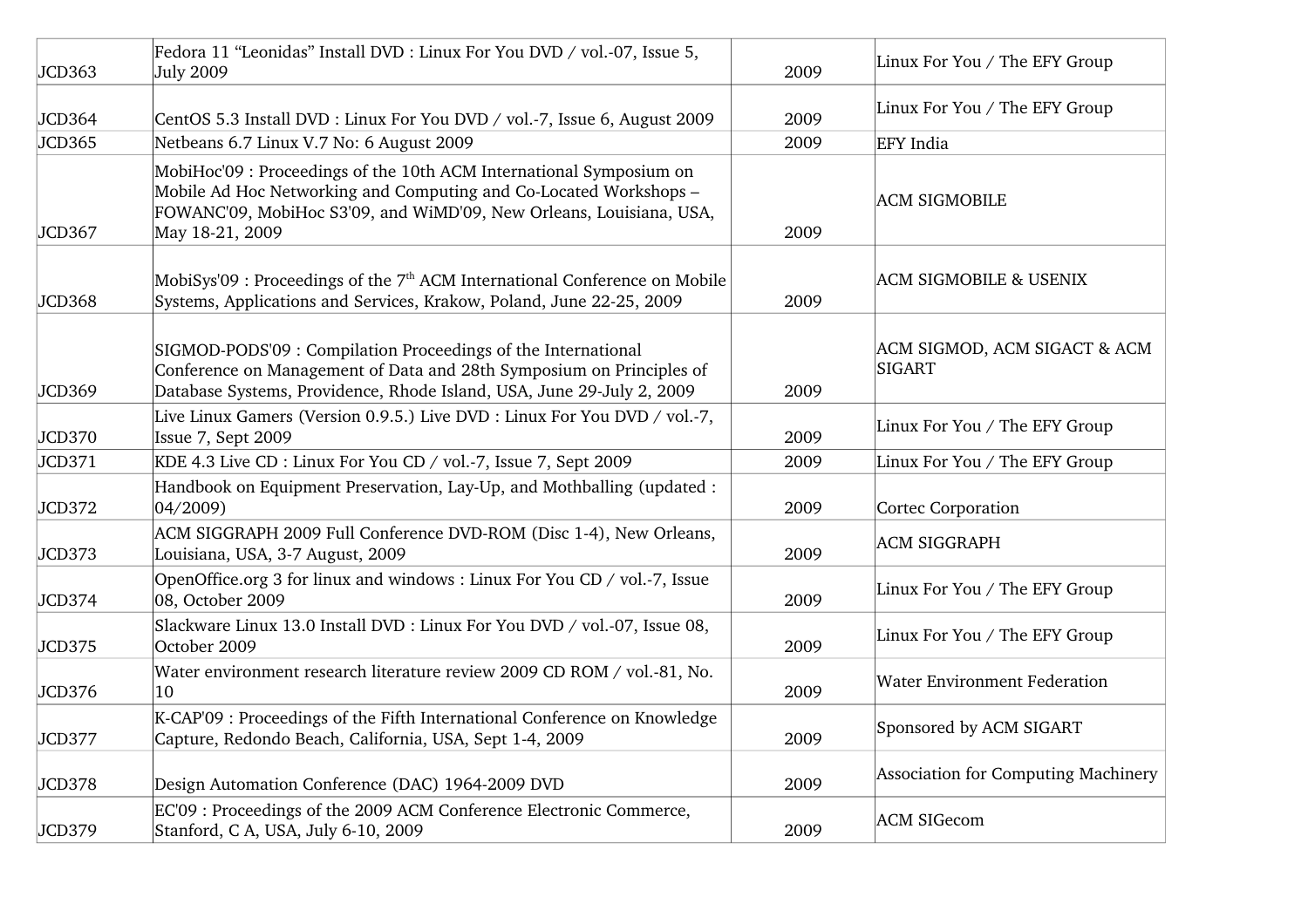| | | | |
|---|---|---|---|
| JCD363 | Fedora 11 “Leonidas” Install DVD : Linux For You DVD / vol.-07, Issue 5, July 2009 | 2009 | Linux For You / The EFY Group |
| JCD364 | CentOS 5.3 Install DVD : Linux For You DVD / vol.-7, Issue 6, August 2009 | 2009 | Linux For You / The EFY Group |
| JCD365 | Netbeans 6.7 Linux V.7 No: 6 August 2009 | 2009 | EFY India |
| JCD367 | MobiHoc'09 : Proceedings of the 10th ACM International Symposium on Mobile Ad Hoc Networking and Computing and Co-Located Workshops – FOWANC'09, MobiHoc S3'09, and WiMD'09, New Orleans, Louisiana, USA, May 18-21, 2009 | 2009 | ACM SIGMOBILE |
| JCD368 | MobiSys'09 : Proceedings of the 7th ACM International Conference on Mobile Systems, Applications and Services, Krakow, Poland, June 22-25, 2009 | 2009 | ACM SIGMOBILE & USENIX |
| JCD369 | SIGMOD-PODS'09 : Compilation Proceedings of the International Conference on Management of Data and 28th Symposium on Principles of Database Systems, Providence, Rhode Island, USA, June 29-July 2, 2009 | 2009 | ACM SIGMOD, ACM SIGACT & ACM SIGART |
| JCD370 | Live Linux Gamers (Version 0.9.5.) Live DVD : Linux For You DVD / vol.-7, Issue 7, Sept 2009 | 2009 | Linux For You / The EFY Group |
| JCD371 | KDE 4.3 Live CD : Linux For You CD / vol.-7, Issue 7, Sept 2009 | 2009 | Linux For You / The EFY Group |
| JCD372 | Handbook on Equipment Preservation, Lay-Up, and Mothballing (updated : 04/2009) | 2009 | Cortec Corporation |
| JCD373 | ACM SIGGRAPH 2009 Full Conference DVD-ROM (Disc 1-4), New Orleans, Louisiana, USA, 3-7 August, 2009 | 2009 | ACM SIGGRAPH |
| JCD374 | OpenOffice.org 3 for linux and windows : Linux For You CD / vol.-7, Issue 08, October 2009 | 2009 | Linux For You / The EFY Group |
| JCD375 | Slackware Linux 13.0 Install DVD : Linux For You DVD / vol.-07, Issue 08, October 2009 | 2009 | Linux For You / The EFY Group |
| JCD376 | Water environment research literature review 2009 CD ROM / vol.-81, No. 10 | 2009 | Water Environment Federation |
| JCD377 | K-CAP'09 : Proceedings of the Fifth International Conference on Knowledge Capture, Redondo Beach, California, USA, Sept 1-4, 2009 | 2009 | Sponsored by ACM SIGART |
| JCD378 | Design Automation Conference (DAC) 1964-2009 DVD | 2009 | Association for Computing Machinery |
| JCD379 | EC'09 : Proceedings of the 2009 ACM Conference Electronic Commerce, Stanford, C A, USA, July 6-10, 2009 | 2009 | ACM SIGecom |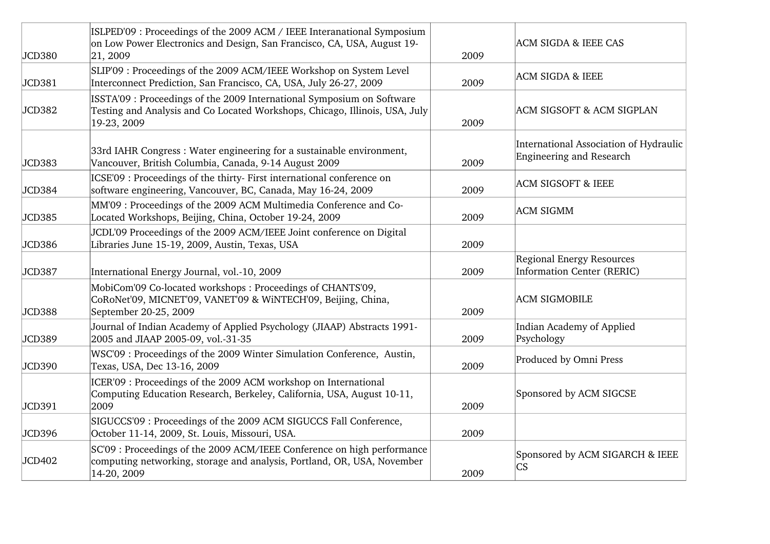| | | | |
|---|---|---|---|
| JCD380 | ISLPED'09 : Proceedings of the 2009 ACM / IEEE Interanational Symposium on Low Power Electronics and Design, San Francisco, CA, USA, August 19-21, 2009 | 2009 | ACM SIGDA & IEEE CAS |
| JCD381 | SLIP'09 : Proceedings of the 2009 ACM/IEEE Workshop on System Level Interconnect Prediction, San Francisco, CA, USA, July 26-27, 2009 | 2009 | ACM SIGDA & IEEE |
| JCD382 | ISSTA'09 : Proceedings of the 2009 International Symposium on Software Testing and Analysis and Co Located Workshops, Chicago, Illinois, USA, July 19-23, 2009 | 2009 | ACM SIGSOFT & ACM SIGPLAN |
| JCD383 | 33rd IAHR Congress : Water engineering for a sustainable environment, Vancouver, British Columbia, Canada, 9-14 August 2009 | 2009 | International Association of Hydraulic Engineering and Research |
| JCD384 | ICSE'09 : Proceedings of the thirty- First international conference on software engineering, Vancouver, BC, Canada, May 16-24, 2009 | 2009 | ACM SIGSOFT & IEEE |
| JCD385 | MM'09 : Proceedings of the 2009 ACM Multimedia Conference and Co-Located Workshops, Beijing, China, October 19-24, 2009 | 2009 | ACM SIGMM |
| JCD386 | JCDL'09 Proceedings of the 2009 ACM/IEEE Joint conference on Digital Libraries June 15-19, 2009, Austin, Texas, USA | 2009 | |
| JCD387 | International Energy Journal, vol.-10, 2009 | 2009 | Regional Energy Resources Information Center (RERIC) |
| JCD388 | MobiCom'09 Co-located workshops : Proceedings of CHANTS'09, CoRoNet'09, MICNET'09, VANET'09 & WiNTECH'09, Beijing, China, September 20-25, 2009 | 2009 | ACM SIGMOBILE |
| JCD389 | Journal of Indian Academy of Applied Psychology (JIAAP) Abstracts 1991-2005 and JIAAP 2005-09, vol.-31-35 | 2009 | Indian Academy of Applied Psychology |
| JCD390 | WSC'09 : Proceedings of the 2009 Winter Simulation Conference, Austin, Texas, USA, Dec 13-16, 2009 | 2009 | Produced by Omni Press |
| JCD391 | ICER'09 : Proceedings of the 2009 ACM workshop on International Computing Education Research, Berkeley, California, USA, August 10-11, 2009 | 2009 | Sponsored by ACM SIGCSE |
| JCD396 | SIGUCCS'09 : Proceedings of the 2009 ACM SIGUCCS Fall Conference, October 11-14, 2009, St. Louis, Missouri, USA. | 2009 | |
| JCD402 | SC'09 : Proceedings of the 2009 ACM/IEEE Conference on high performance computing networking, storage and analysis, Portland, OR, USA, November 14-20, 2009 | 2009 | Sponsored by ACM SIGARCH & IEEE CS |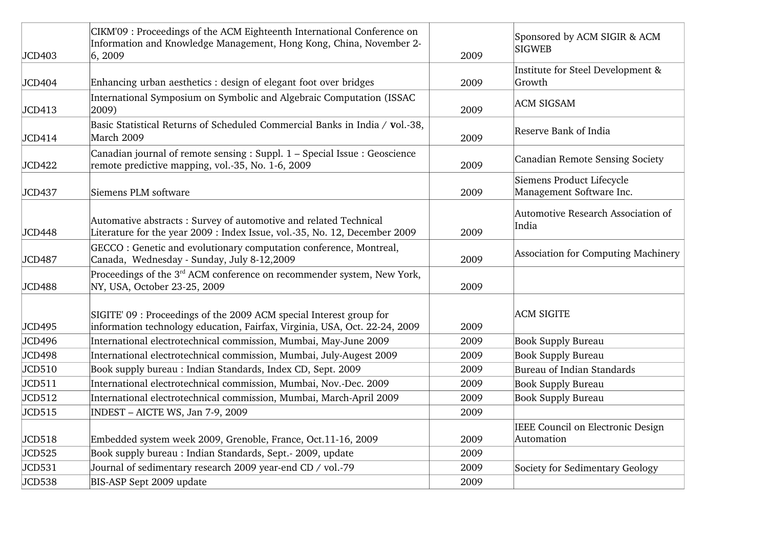| JCD403 | CIKM'09 : Proceedings of the ACM Eighteenth International Conference on Information and Knowledge Management, Hong Kong, China, November 2-6, 2009 | 2009 | Sponsored by ACM SIGIR & ACM SIGWEB |
|---|---|---|---|
| JCD404 | Enhancing urban aesthetics : design of elegant foot over bridges | 2009 | Institute for Steel Development & Growth |
| JCD413 | International Symposium on Symbolic and Algebraic Computation (ISSAC 2009) | 2009 | ACM SIGSAM |
| JCD414 | Basic Statistical Returns of Scheduled Commercial Banks in India / **v**ol.-38, March 2009 | 2009 | Reserve Bank of India |
| JCD422 | Canadian journal of remote sensing : Suppl. 1 – Special Issue : Geoscience remote predictive mapping, vol.-35, No. 1-6, 2009 | 2009 | Canadian Remote Sensing Society |
| JCD437 | Siemens PLM software | 2009 | Siemens Product Lifecycle Management Software Inc. |
| JCD448 | Automative abstracts : Survey of automotive and related Technical Literature for the year 2009 : Index Issue, vol.-35, No. 12, December 2009 | 2009 | Automotive Research Association of India |
| JCD487 | GECCO : Genetic and evolutionary computation conference, Montreal, Canada, Wednesday - Sunday, July 8-12,2009 | 2009 | Association for Computing Machinery |
| JCD488 | Proceedings of the 3rd ACM conference on recommender system, New York, NY, USA, October 23-25, 2009 | 2009 | |
| JCD495 | SIGITE' 09 : Proceedings of the 2009 ACM special Interest group for information technology education, Fairfax, Virginia, USA, Oct. 22-24, 2009 | 2009 | ACM SIGITE |
| JCD496 | International electrotechnical commission, Mumbai, May-June 2009 | 2009 | Book Supply Bureau |
| JCD498 | International electrotechnical commission, Mumbai, July-Augest 2009 | 2009 | Book Supply Bureau |
| JCD510 | Book supply bureau : Indian Standards, Index CD, Sept. 2009 | 2009 | Bureau of Indian Standards |
| JCD511 | International electrotechnical commission, Mumbai, Nov.-Dec. 2009 | 2009 | Book Supply Bureau |
| JCD512 | International electrotechnical commission, Mumbai, March-April 2009 | 2009 | Book Supply Bureau |
| JCD515 | INDEST – AICTE WS, Jan 7-9, 2009 | 2009 | |
| JCD518 | Embedded system week 2009, Grenoble, France, Oct.11-16, 2009 | 2009 | IEEE Council on Electronic Design Automation |
| JCD525 | Book supply bureau : Indian Standards, Sept.- 2009, update | 2009 | |
| JCD531 | Journal of sedimentary research 2009 year-end CD / vol.-79 | 2009 | Society for Sedimentary Geology |
| JCD538 | BIS-ASP Sept 2009 update | 2009 | |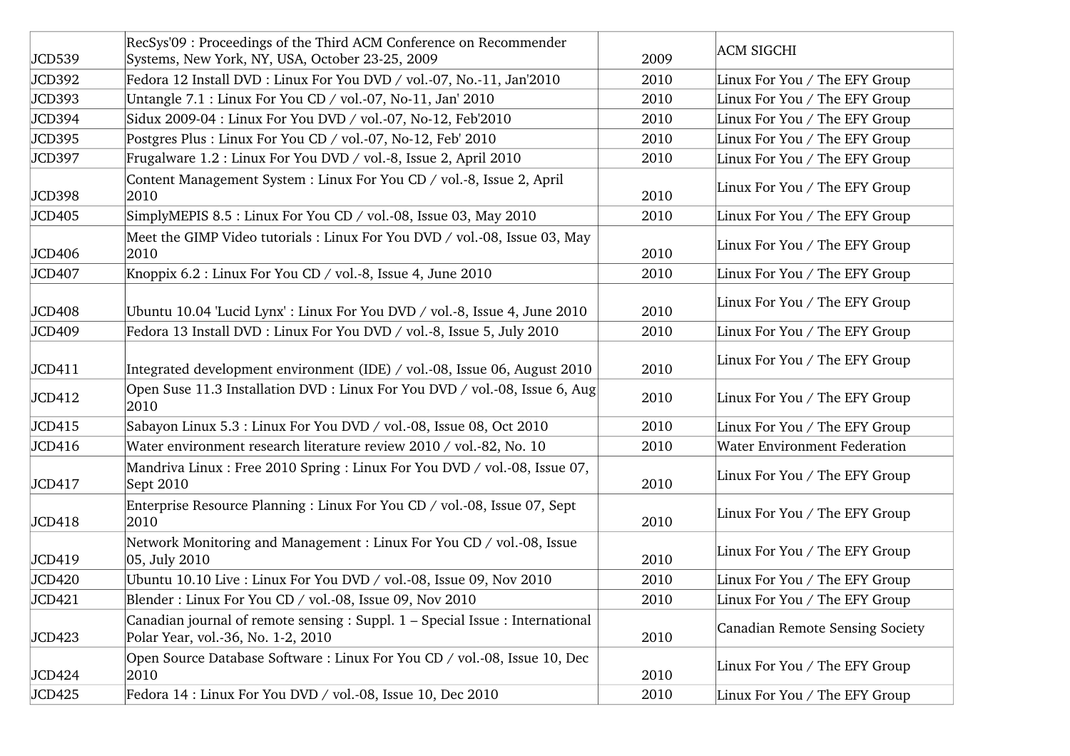| JCD539 | RecSys'09 : Proceedings of the Third ACM Conference on Recommender Systems, New York, NY, USA, October 23-25, 2009 | 2009 | ACM SIGCHI |
|---|---|---|---|
| JCD392 | Fedora 12 Install DVD : Linux For You DVD / vol.-07, No.-11, Jan'2010 | 2010 | Linux For You / The EFY Group |
| JCD393 | Untangle 7.1 : Linux For You CD / vol.-07, No-11, Jan' 2010 | 2010 | Linux For You / The EFY Group |
| JCD394 | Sidux 2009-04 : Linux For You DVD / vol.-07, No-12, Feb'2010 | 2010 | Linux For You / The EFY Group |
| JCD395 | Postgres Plus : Linux For You CD / vol.-07, No-12, Feb' 2010 | 2010 | Linux For You / The EFY Group |
| JCD397 | Frugalware 1.2 : Linux For You DVD / vol.-8, Issue 2, April 2010 | 2010 | Linux For You / The EFY Group |
| JCD398 | Content Management System : Linux For You CD / vol.-8, Issue 2, April 2010 | 2010 | Linux For You / The EFY Group |
| JCD405 | SimplyMEPIS 8.5 : Linux For You CD / vol.-08, Issue 03, May 2010 | 2010 | Linux For You / The EFY Group |
| JCD406 | Meet the GIMP Video tutorials : Linux For You DVD / vol.-08, Issue 03, May 2010 | 2010 | Linux For You / The EFY Group |
| JCD407 | Knoppix 6.2 : Linux For You CD / vol.-8, Issue 4, June 2010 | 2010 | Linux For You / The EFY Group |
| JCD408 | Ubuntu 10.04 'Lucid Lynx' : Linux For You DVD / vol.-8, Issue 4, June 2010 | 2010 | Linux For You / The EFY Group |
| JCD409 | Fedora 13 Install DVD : Linux For You DVD / vol.-8, Issue 5, July 2010 | 2010 | Linux For You / The EFY Group |
| JCD411 | Integrated development environment (IDE) / vol.-08, Issue 06, August 2010 | 2010 | Linux For You / The EFY Group |
| JCD412 | Open Suse 11.3 Installation DVD : Linux For You DVD / vol.-08, Issue 6, Aug 2010 | 2010 | Linux For You / The EFY Group |
| JCD415 | Sabayon Linux 5.3 : Linux For You DVD / vol.-08, Issue 08, Oct 2010 | 2010 | Linux For You / The EFY Group |
| JCD416 | Water environment research literature review 2010 / vol.-82, No. 10 | 2010 | Water Environment Federation |
| JCD417 | Mandriva Linux : Free 2010 Spring : Linux For You DVD / vol.-08, Issue 07, Sept 2010 | 2010 | Linux For You / The EFY Group |
| JCD418 | Enterprise Resource Planning : Linux For You CD / vol.-08, Issue 07, Sept 2010 | 2010 | Linux For You / The EFY Group |
| JCD419 | Network Monitoring and Management : Linux For You CD / vol.-08, Issue 05, July 2010 | 2010 | Linux For You / The EFY Group |
| JCD420 | Ubuntu 10.10 Live : Linux For You DVD / vol.-08, Issue 09, Nov 2010 | 2010 | Linux For You / The EFY Group |
| JCD421 | Blender : Linux For You CD / vol.-08, Issue 09, Nov 2010 | 2010 | Linux For You / The EFY Group |
| JCD423 | Canadian journal of remote sensing : Suppl. 1 – Special Issue : International Polar Year, vol.-36, No. 1-2, 2010 | 2010 | Canadian Remote Sensing Society |
| JCD424 | Open Source Database Software : Linux For You CD / vol.-08, Issue 10, Dec 2010 | 2010 | Linux For You / The EFY Group |
| JCD425 | Fedora 14 : Linux For You DVD / vol.-08, Issue 10, Dec 2010 | 2010 | Linux For You / The EFY Group |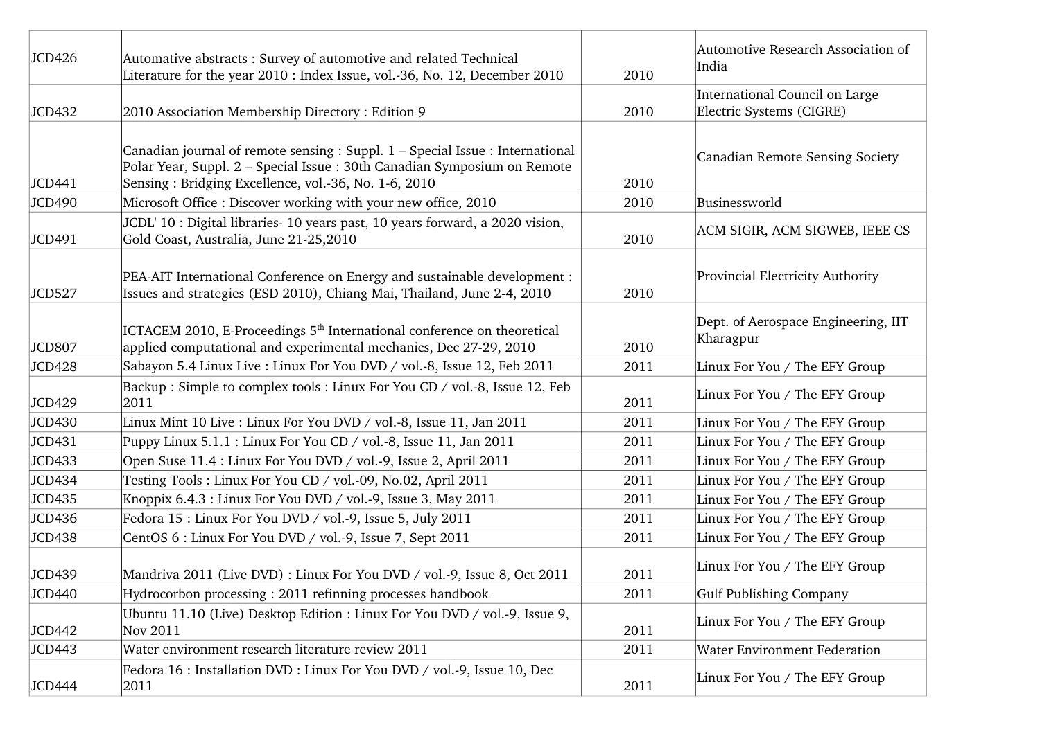| | | | |
|---|---|---|---|
| JCD426 | Automative abstracts : Survey of automotive and related Technical Literature for the year 2010 : Index Issue, vol.-36, No. 12, December 2010 | 2010 | Automotive Research Association of India |
| JCD432 | 2010 Association Membership Directory : Edition 9 | 2010 | International Council on Large Electric Systems (CIGRE) |
| JCD441 | Canadian journal of remote sensing : Suppl. 1 – Special Issue : International Polar Year, Suppl. 2 – Special Issue : 30th Canadian Symposium on Remote Sensing : Bridging Excellence, vol.-36, No. 1-6, 2010 | 2010 | Canadian Remote Sensing Society |
| JCD490 | Microsoft Office : Discover working with your new office, 2010 | 2010 | Businessworld |
| JCD491 | JCDL' 10 : Digital libraries- 10 years past, 10 years forward, a 2020 vision, Gold Coast, Australia, June 21-25,2010 | 2010 | ACM SIGIR, ACM SIGWEB, IEEE CS |
| JCD527 | PEA-AIT International Conference on Energy and sustainable development : Issues and strategies (ESD 2010), Chiang Mai, Thailand, June 2-4, 2010 | 2010 | Provincial Electricity Authority |
| JCD807 | ICTACEM 2010, E-Proceedings 5th International conference on theoretical applied computational and experimental mechanics, Dec 27-29, 2010 | 2010 | Dept. of Aerospace Engineering, IIT Kharagpur |
| JCD428 | Sabayon 5.4 Linux Live : Linux For You DVD / vol.-8, Issue 12, Feb 2011 | 2011 | Linux For You / The EFY Group |
| JCD429 | Backup : Simple to complex tools : Linux For You CD / vol.-8, Issue 12, Feb 2011 | 2011 | Linux For You / The EFY Group |
| JCD430 | Linux Mint 10 Live : Linux For You DVD / vol.-8, Issue 11, Jan 2011 | 2011 | Linux For You / The EFY Group |
| JCD431 | Puppy Linux 5.1.1 : Linux For You CD / vol.-8, Issue 11, Jan 2011 | 2011 | Linux For You / The EFY Group |
| JCD433 | Open Suse 11.4 : Linux For You DVD / vol.-9, Issue 2, April 2011 | 2011 | Linux For You / The EFY Group |
| JCD434 | Testing Tools : Linux For You CD / vol.-09, No.02, April 2011 | 2011 | Linux For You / The EFY Group |
| JCD435 | Knoppix 6.4.3 : Linux For You DVD / vol.-9, Issue 3, May 2011 | 2011 | Linux For You / The EFY Group |
| JCD436 | Fedora 15 : Linux For You DVD / vol.-9, Issue 5, July 2011 | 2011 | Linux For You / The EFY Group |
| JCD438 | CentOS 6 : Linux For You DVD / vol.-9, Issue 7, Sept 2011 | 2011 | Linux For You / The EFY Group |
| JCD439 | Mandriva 2011 (Live DVD) : Linux For You DVD / vol.-9, Issue 8, Oct 2011 | 2011 | Linux For You / The EFY Group |
| JCD440 | Hydrocorbon processing : 2011 refinning processes handbook | 2011 | Gulf Publishing Company |
| JCD442 | Ubuntu 11.10 (Live) Desktop Edition : Linux For You DVD / vol.-9, Issue 9, Nov 2011 | 2011 | Linux For You / The EFY Group |
| JCD443 | Water environment research literature review 2011 | 2011 | Water Environment Federation |
| JCD444 | Fedora 16 : Installation DVD : Linux For You DVD / vol.-9, Issue 10, Dec 2011 | 2011 | Linux For You / The EFY Group |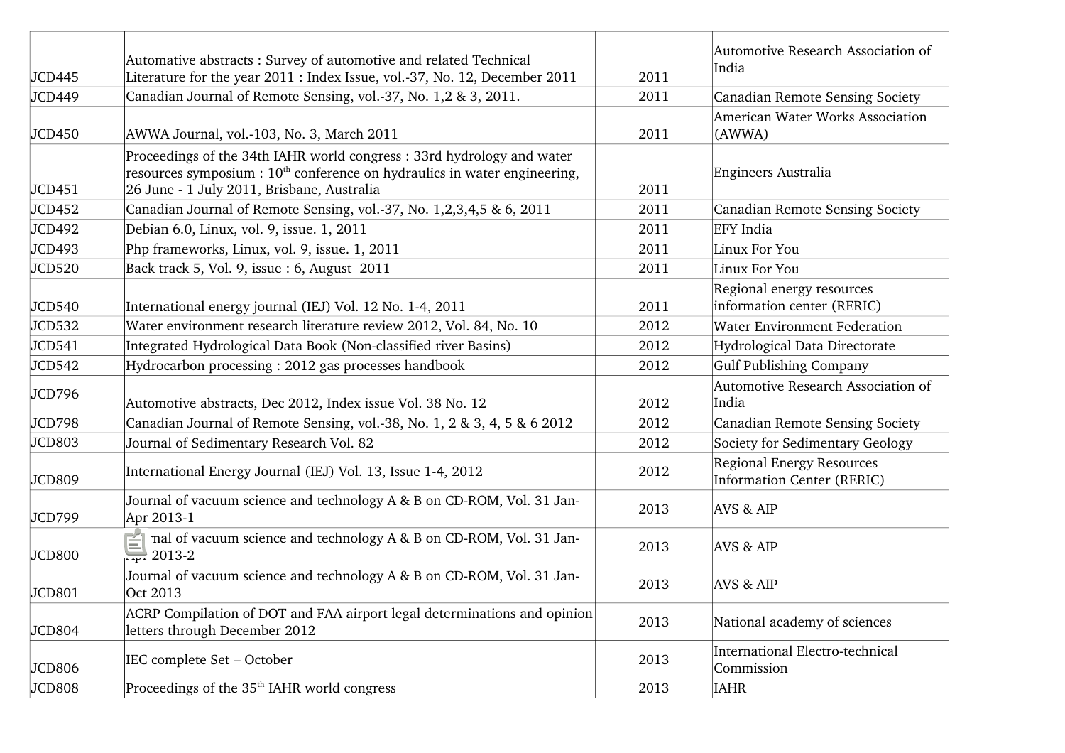| JCD445 | Automative abstracts : Survey of automotive and related Technical Literature for the year 2011 : Index Issue, vol.-37, No. 12, December 2011 | 2011 | Automotive Research Association of India |
|---|---|---|---|
| JCD449 | Canadian Journal of Remote Sensing, vol.-37, No. 1,2 & 3, 2011. | 2011 | Canadian Remote Sensing Society |
| JCD450 | AWWA Journal, vol.-103, No. 3, March 2011 | 2011 | American Water Works Association (AWWA) |
| JCD451 | Proceedings of the 34th IAHR world congress : 33rd hydrology and water resources symposium : 10th conference on hydraulics in water engineering, 26 June - 1 July 2011, Brisbane, Australia | 2011 | Engineers Australia |
| JCD452 | Canadian Journal of Remote Sensing, vol.-37, No. 1,2,3,4,5 & 6, 2011 | 2011 | Canadian Remote Sensing Society |
| JCD492 | Debian 6.0, Linux, vol. 9, issue. 1, 2011 | 2011 | EFY India |
| JCD493 | Php frameworks, Linux, vol. 9, issue. 1, 2011 | 2011 | Linux For You |
| JCD520 | Back track 5, Vol. 9, issue : 6, August 2011 | 2011 | Linux For You |
| JCD540 | International energy journal (IEJ) Vol. 12 No. 1-4, 2011 | 2011 | Regional energy resources information center (RERIC) |
| JCD532 | Water environment research literature review 2012, Vol. 84, No. 10 | 2012 | Water Environment Federation |
| JCD541 | Integrated Hydrological Data Book (Non-classified river Basins) | 2012 | Hydrological Data Directorate |
| JCD542 | Hydrocarbon processing : 2012 gas processes handbook | 2012 | Gulf Publishing Company |
| JCD796 | Automotive abstracts, Dec 2012, Index issue Vol. 38 No. 12 | 2012 | Automotive Research Association of India |
| JCD798 | Canadian Journal of Remote Sensing, vol.-38, No. 1, 2 & 3, 4, 5 & 6 2012 | 2012 | Canadian Remote Sensing Society |
| JCD803 | Journal of Sedimentary Research Vol. 82 | 2012 | Society for Sedimentary Geology |
| JCD809 | International Energy Journal (IEJ) Vol. 13, Issue 1-4, 2012 | 2012 | Regional Energy Resources Information Center (RERIC) |
| JCD799 | Journal of vacuum science and technology A & B on CD-ROM, Vol. 31 Jan-Apr 2013-1 | 2013 | AVS & AIP |
| JCD800 | Journal of vacuum science and technology A & B on CD-ROM, Vol. 31 Jan-Apr 2013-2 | 2013 | AVS & AIP |
| JCD801 | Journal of vacuum science and technology A & B on CD-ROM, Vol. 31 Jan-Oct 2013 | 2013 | AVS & AIP |
| JCD804 | ACRP Compilation of DOT and FAA airport legal determinations and opinion letters through December 2012 | 2013 | National academy of sciences |
| JCD806 | IEC complete Set – October | 2013 | International Electro-technical Commission |
| JCD808 | Proceedings of the 35th IAHR world congress | 2013 | IAHR |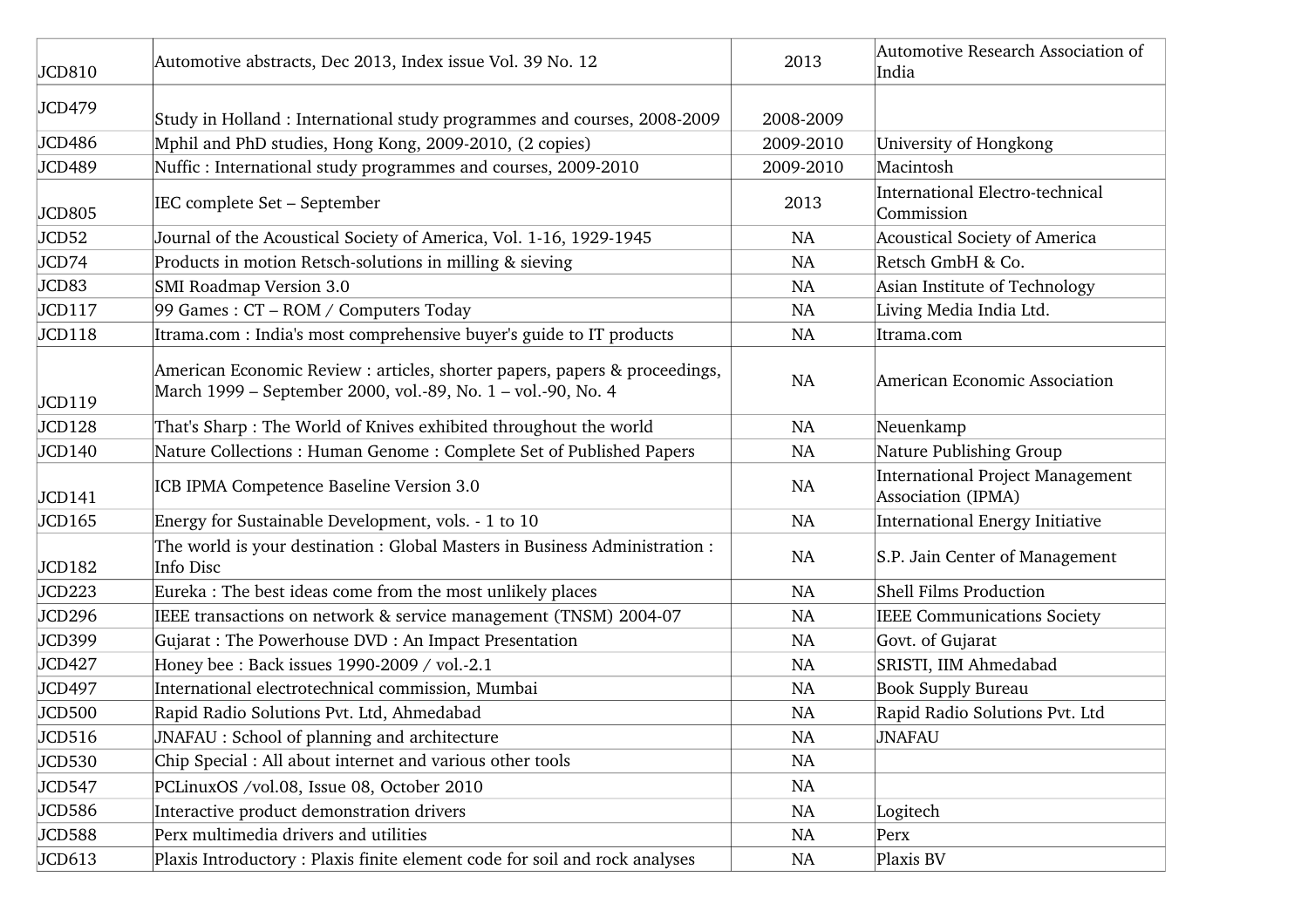| JCD810 | Automotive abstracts, Dec 2013, Index issue Vol. 39 No. 12 | 2013 | Automotive Research Association of India |
|---|---|---|---|
| JCD479 | Study in Holland : International study programmes and courses, 2008-2009 | 2008-2009 | |
| JCD486 | Mphil and PhD studies, Hong Kong, 2009-2010, (2 copies) | 2009-2010 | University of Hongkong |
| JCD489 | Nuffic : International study programmes and courses, 2009-2010 | 2009-2010 | Macintosh |
| JCD805 | IEC complete Set – September | 2013 | International Electro-technical Commission |
| JCD52 | Journal of the Acoustical Society of America, Vol. 1-16, 1929-1945 | NA | Acoustical Society of America |
| JCD74 | Products in motion Retsch-solutions in milling & sieving | NA | Retsch GmbH & Co. |
| JCD83 | SMI Roadmap Version 3.0 | NA | Asian Institute of Technology |
| JCD117 | 99 Games : CT – ROM / Computers Today | NA | Living Media India Ltd. |
| JCD118 | Itrama.com : India's most comprehensive buyer's guide to IT products | NA | Itrama.com |
| JCD119 | American Economic Review : articles, shorter papers, papers & proceedings, March 1999 – September 2000, vol.-89, No. 1 – vol.-90, No. 4 | NA | American Economic Association |
| JCD128 | That's Sharp : The World of Knives exhibited throughout the world | NA | Neuenkamp |
| JCD140 | Nature Collections : Human Genome : Complete Set of Published Papers | NA | Nature Publishing Group |
| JCD141 | ICB IPMA Competence Baseline Version 3.0 | NA | International Project Management Association (IPMA) |
| JCD165 | Energy for Sustainable Development, vols. - 1 to 10 | NA | International Energy Initiative |
| JCD182 | The world is your destination : Global Masters in Business Administration : Info Disc | NA | S.P. Jain Center of Management |
| JCD223 | Eureka : The best ideas come from the most unlikely places | NA | Shell Films Production |
| JCD296 | IEEE transactions on network & service management (TNSM) 2004-07 | NA | IEEE Communications Society |
| JCD399 | Gujarat : The Powerhouse DVD : An Impact Presentation | NA | Govt. of Gujarat |
| JCD427 | Honey bee : Back issues 1990-2009 / vol.-2.1 | NA | SRISTI, IIM Ahmedabad |
| JCD497 | International electrotechnical commission, Mumbai | NA | Book Supply Bureau |
| JCD500 | Rapid Radio Solutions Pvt. Ltd, Ahmedabad | NA | Rapid Radio Solutions Pvt. Ltd |
| JCD516 | JNAFAU : School of planning and architecture | NA | JNAFAU |
| JCD530 | Chip Special : All about internet and various other tools | NA | |
| JCD547 | PCLinuxOS /vol.08, Issue 08, October 2010 | NA | |
| JCD586 | Interactive product demonstration drivers | NA | Logitech |
| JCD588 | Perx multimedia drivers and utilities | NA | Perx |
| JCD613 | Plaxis Introductory : Plaxis finite element code for soil and rock analyses | NA | Plaxis BV |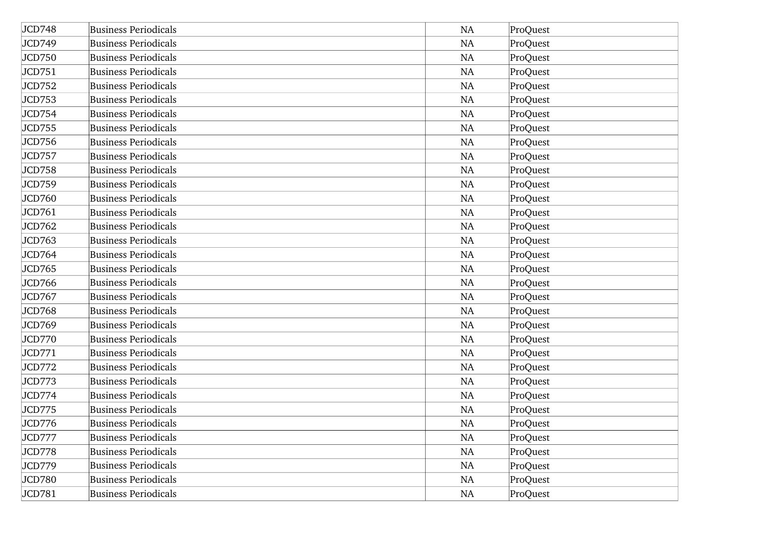| | | | |
|---|---|---|---|
| JCD748 | Business Periodicals | NA | ProQuest |
| JCD749 | Business Periodicals | NA | ProQuest |
| JCD750 | Business Periodicals | NA | ProQuest |
| JCD751 | Business Periodicals | NA | ProQuest |
| JCD752 | Business Periodicals | NA | ProQuest |
| JCD753 | Business Periodicals | NA | ProQuest |
| JCD754 | Business Periodicals | NA | ProQuest |
| JCD755 | Business Periodicals | NA | ProQuest |
| JCD756 | Business Periodicals | NA | ProQuest |
| JCD757 | Business Periodicals | NA | ProQuest |
| JCD758 | Business Periodicals | NA | ProQuest |
| JCD759 | Business Periodicals | NA | ProQuest |
| JCD760 | Business Periodicals | NA | ProQuest |
| JCD761 | Business Periodicals | NA | ProQuest |
| JCD762 | Business Periodicals | NA | ProQuest |
| JCD763 | Business Periodicals | NA | ProQuest |
| JCD764 | Business Periodicals | NA | ProQuest |
| JCD765 | Business Periodicals | NA | ProQuest |
| JCD766 | Business Periodicals | NA | ProQuest |
| JCD767 | Business Periodicals | NA | ProQuest |
| JCD768 | Business Periodicals | NA | ProQuest |
| JCD769 | Business Periodicals | NA | ProQuest |
| JCD770 | Business Periodicals | NA | ProQuest |
| JCD771 | Business Periodicals | NA | ProQuest |
| JCD772 | Business Periodicals | NA | ProQuest |
| JCD773 | Business Periodicals | NA | ProQuest |
| JCD774 | Business Periodicals | NA | ProQuest |
| JCD775 | Business Periodicals | NA | ProQuest |
| JCD776 | Business Periodicals | NA | ProQuest |
| JCD777 | Business Periodicals | NA | ProQuest |
| JCD778 | Business Periodicals | NA | ProQuest |
| JCD779 | Business Periodicals | NA | ProQuest |
| JCD780 | Business Periodicals | NA | ProQuest |
| JCD781 | Business Periodicals | NA | ProQuest |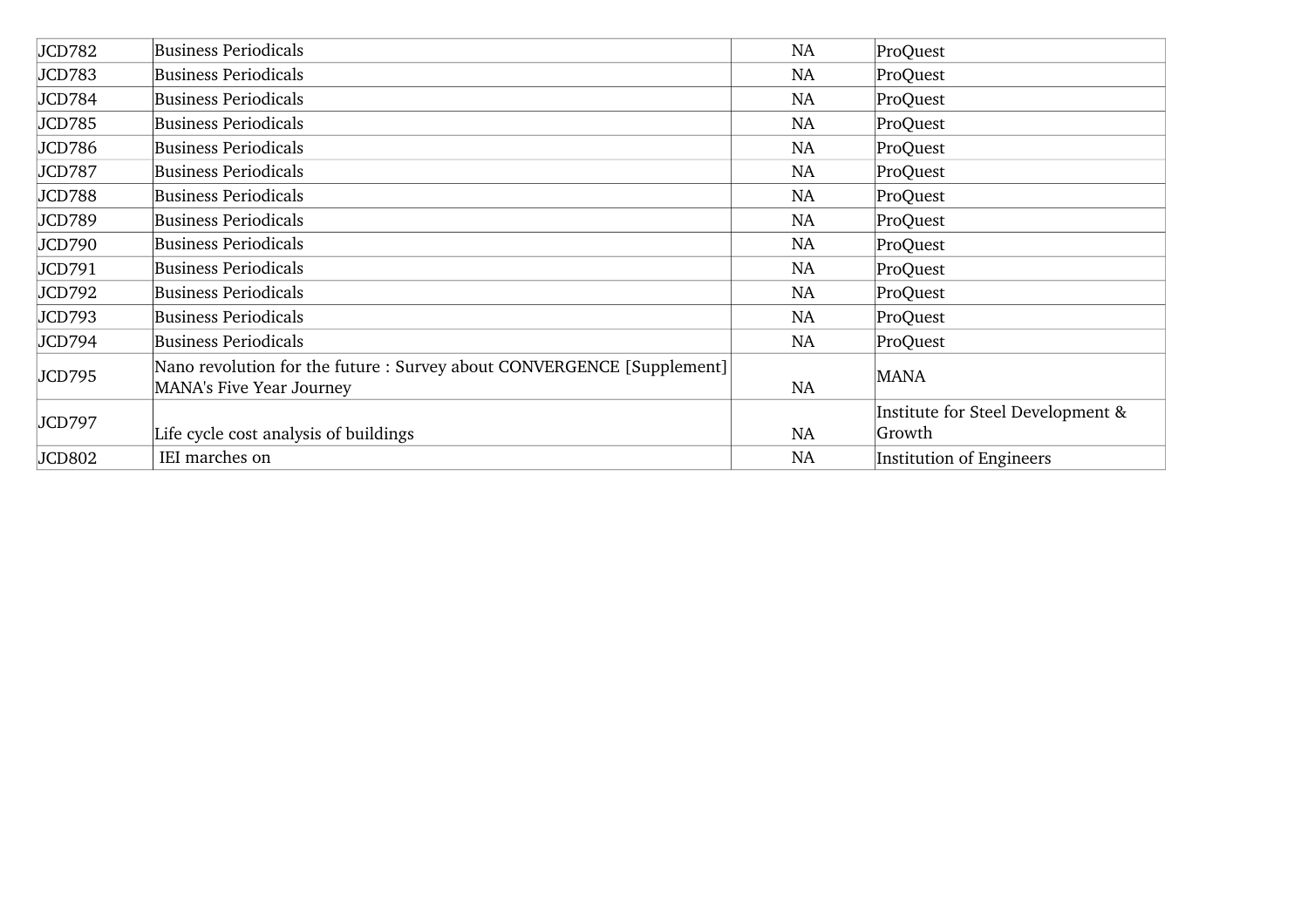| | | | |
|---|---|---|---|
| JCD782 | Business Periodicals | NA | ProQuest |
| JCD783 | Business Periodicals | NA | ProQuest |
| JCD784 | Business Periodicals | NA | ProQuest |
| JCD785 | Business Periodicals | NA | ProQuest |
| JCD786 | Business Periodicals | NA | ProQuest |
| JCD787 | Business Periodicals | NA | ProQuest |
| JCD788 | Business Periodicals | NA | ProQuest |
| JCD789 | Business Periodicals | NA | ProQuest |
| JCD790 | Business Periodicals | NA | ProQuest |
| JCD791 | Business Periodicals | NA | ProQuest |
| JCD792 | Business Periodicals | NA | ProQuest |
| JCD793 | Business Periodicals | NA | ProQuest |
| JCD794 | Business Periodicals | NA | ProQuest |
| JCD795 | Nano revolution for the future : Survey about CONVERGENCE [Supplement] MANA's Five Year Journey | NA | MANA |
| JCD797 | Life cycle cost analysis of buildings | NA | Institute for Steel Development & Growth |
| JCD802 | IEI marches on | NA | Institution of Engineers |